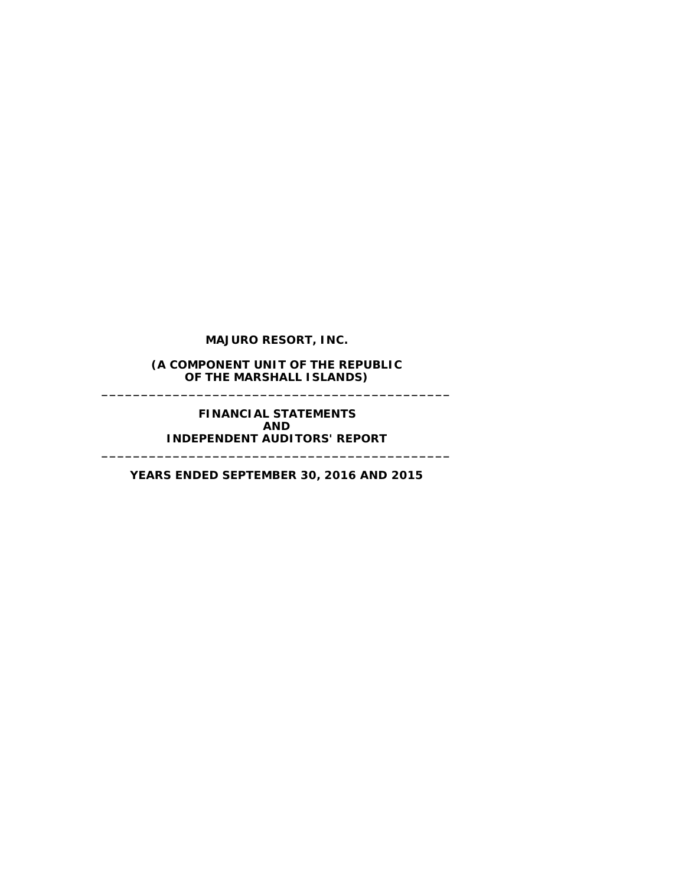# MAJURO RESORT, INC.

**(A COMPONENT UNIT OF THE REPUBLIC OF THE MARSHALL ISLANDS)**

---

**FINANCIAL STATEMENTS AND INDEPENDENT AUDITORS' REPORT**

---

**YEARS ENDED SEPTEMBER 30, 2016 AND 2015**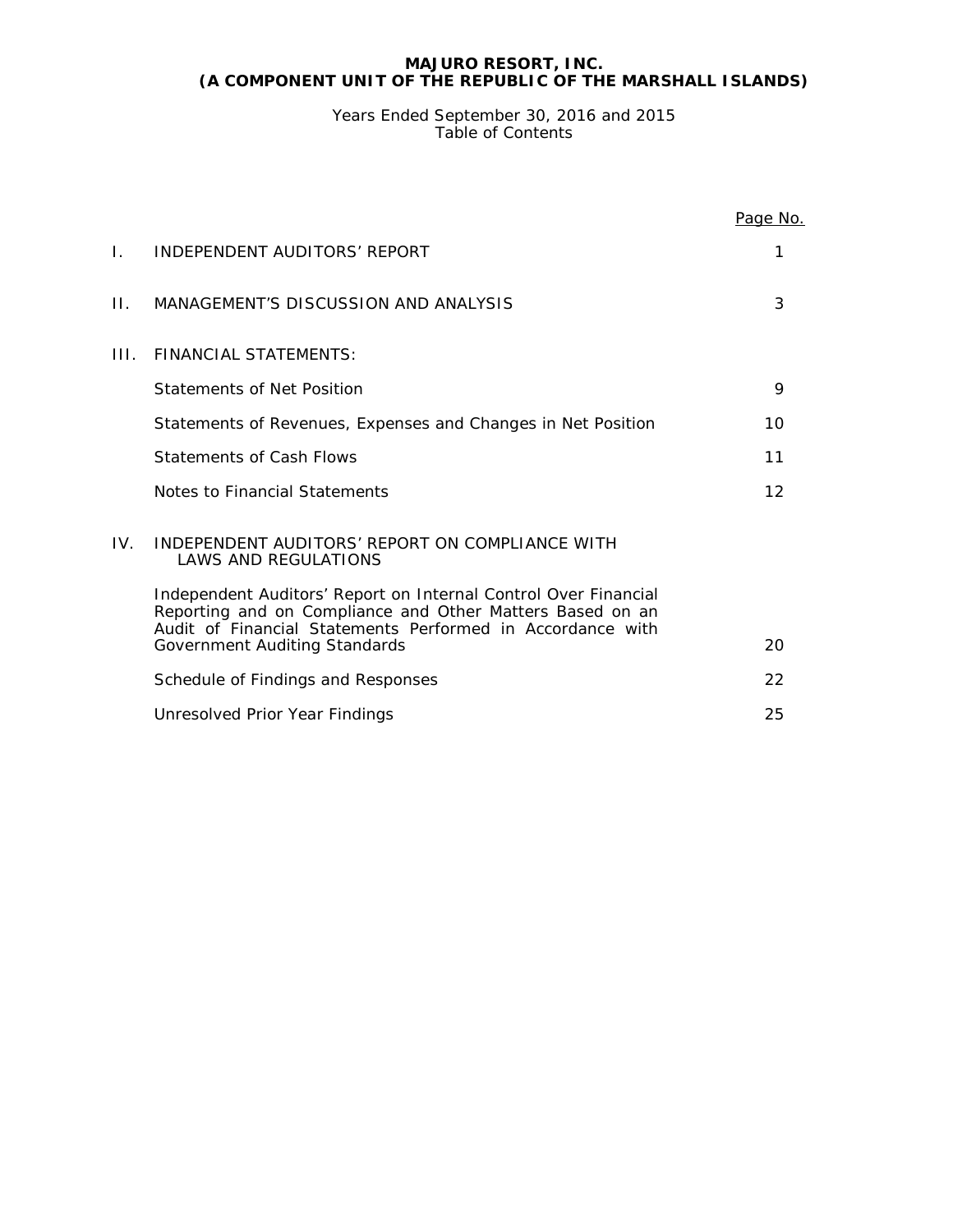# MAJURO RESORT, INC.
# (A COMPONENT UNIT OF THE REPUBLIC OF THE MARSHALL ISLANDS)

Years Ended September 30, 2016 and 2015
Table of Contents

| | | Page No. |
|---|---|---|
| I. | INDEPENDENT AUDITORS' REPORT | 1 |
| II. | MANAGEMENT'S DISCUSSION AND ANALYSIS | 3 |
| III. | FINANCIAL STATEMENTS: | |
| | Statements of Net Position | 9 |
| | Statements of Revenues, Expenses and Changes in Net Position | 10 |
| | Statements of Cash Flows | 11 |
| | Notes to Financial Statements | 12 |
| IV. | INDEPENDENT AUDITORS' REPORT ON COMPLIANCE WITH LAWS AND REGULATIONS | |
| | Independent Auditors' Report on Internal Control Over Financial Reporting and on Compliance and Other Matters Based on an Audit of Financial Statements Performed in Accordance with Government Auditing Standards | 20 |
| | Schedule of Findings and Responses | 22 |
| | Unresolved Prior Year Findings | 25 |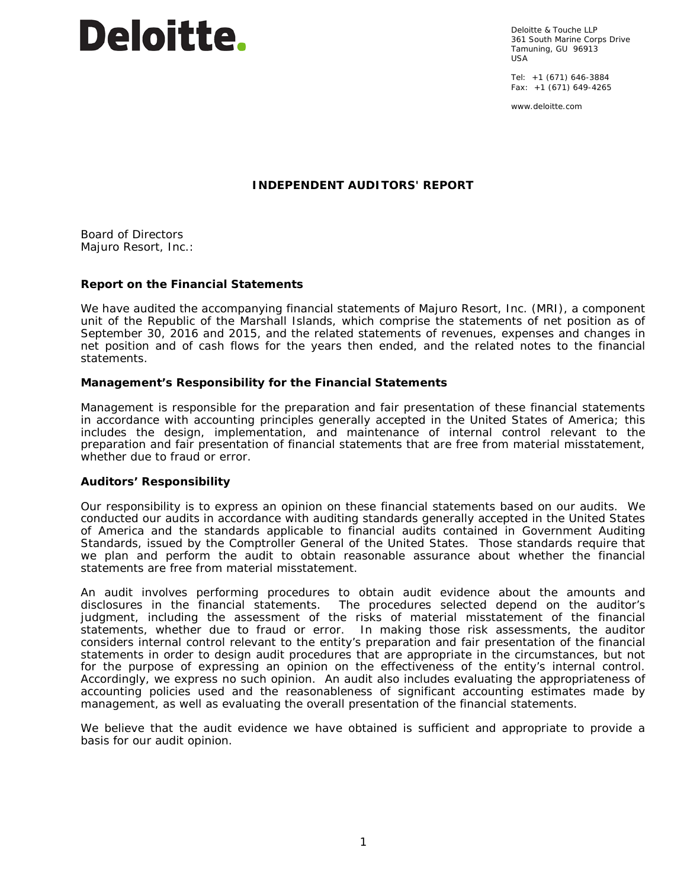**Deloitte.**

Deloitte & Touche LLP
361 South Marine Corps Drive
Tamuning, GU 96913
USA

Tel: +1 (671) 646-3884
Fax: +1 (671) 649-4265

www.deloitte.com

# INDEPENDENT AUDITORS' REPORT

Board of Directors
Majuro Resort, Inc.:

## Report on the Financial Statements

We have audited the accompanying financial statements of Majuro Resort, Inc. (MRI), a component unit of the Republic of the Marshall Islands, which comprise the statements of net position as of September 30, 2016 and 2015, and the related statements of revenues, expenses and changes in net position and of cash flows for the years then ended, and the related notes to the financial statements.

## Management's Responsibility for the Financial Statements

Management is responsible for the preparation and fair presentation of these financial statements in accordance with accounting principles generally accepted in the United States of America; this includes the design, implementation, and maintenance of internal control relevant to the preparation and fair presentation of financial statements that are free from material misstatement, whether due to fraud or error.

## Auditors' Responsibility

Our responsibility is to express an opinion on these financial statements based on our audits. We conducted our audits in accordance with auditing standards generally accepted in the United States of America and the standards applicable to financial audits contained in Government Auditing Standards, issued by the Comptroller General of the United States. Those standards require that we plan and perform the audit to obtain reasonable assurance about whether the financial statements are free from material misstatement.

An audit involves performing procedures to obtain audit evidence about the amounts and disclosures in the financial statements. The procedures selected depend on the auditor's judgment, including the assessment of the risks of material misstatement of the financial statements, whether due to fraud or error. In making those risk assessments, the auditor considers internal control relevant to the entity's preparation and fair presentation of the financial statements in order to design audit procedures that are appropriate in the circumstances, but not for the purpose of expressing an opinion on the effectiveness of the entity's internal control. Accordingly, we express no such opinion. An audit also includes evaluating the appropriateness of accounting policies used and the reasonableness of significant accounting estimates made by management, as well as evaluating the overall presentation of the financial statements.

We believe that the audit evidence we have obtained is sufficient and appropriate to provide a basis for our audit opinion.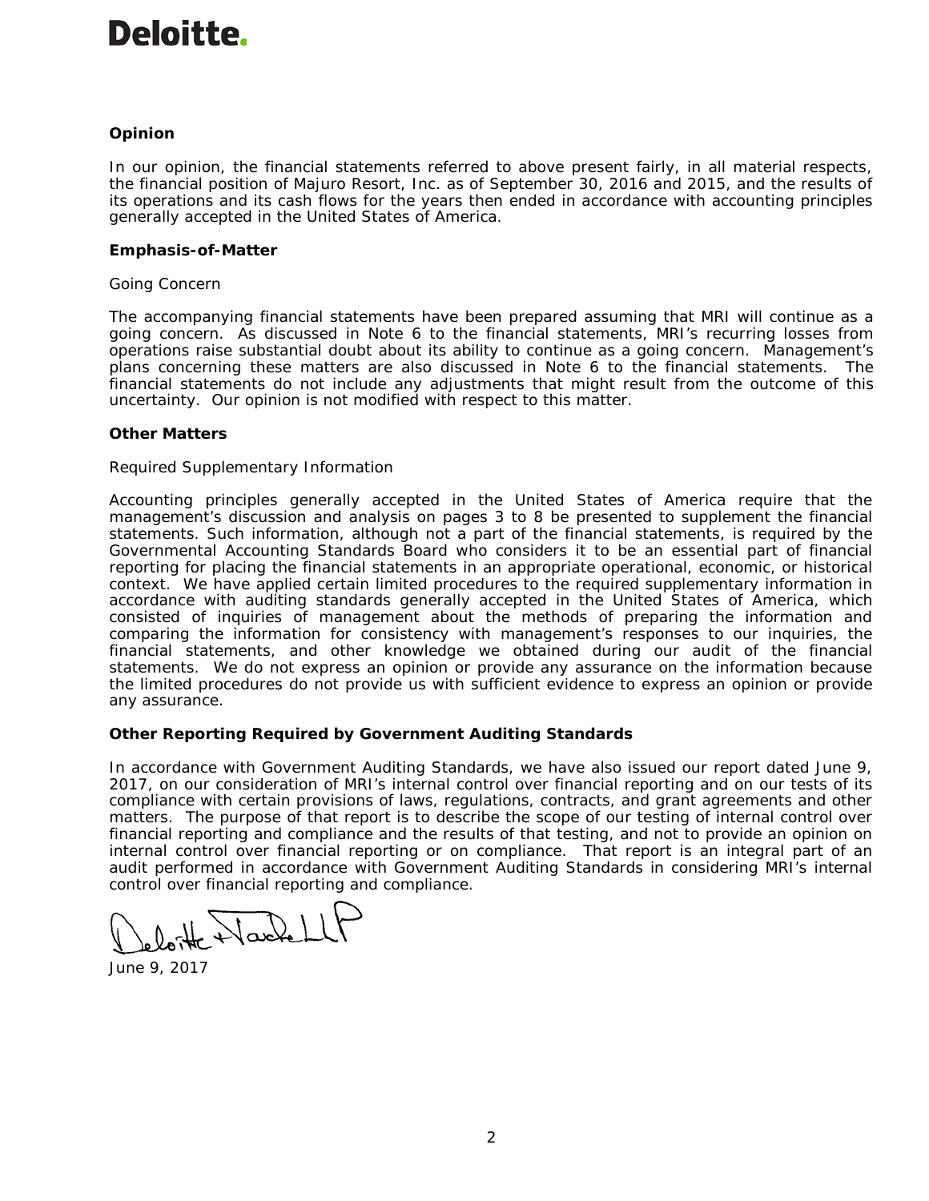Deloitte.

**Opinion**

In our opinion, the financial statements referred to above present fairly, in all material respects, the financial position of Majuro Resort, Inc. as of September 30, 2016 and 2015, and the results of its operations and its cash flows for the years then ended in accordance with accounting principles generally accepted in the United States of America.

**Emphasis-of-Matter**

Going Concern

The accompanying financial statements have been prepared assuming that MRI will continue as a going concern. As discussed in Note 6 to the financial statements, MRI's recurring losses from operations raise substantial doubt about its ability to continue as a going concern. Management's plans concerning these matters are also discussed in Note 6 to the financial statements. The financial statements do not include any adjustments that might result from the outcome of this uncertainty. Our opinion is not modified with respect to this matter.

**Other Matters**

Required Supplementary Information

Accounting principles generally accepted in the United States of America require that the management's discussion and analysis on pages 3 to 8 be presented to supplement the financial statements. Such information, although not a part of the financial statements, is required by the Governmental Accounting Standards Board who considers it to be an essential part of financial reporting for placing the financial statements in an appropriate operational, economic, or historical context. We have applied certain limited procedures to the required supplementary information in accordance with auditing standards generally accepted in the United States of America, which consisted of inquiries of management about the methods of preparing the information and comparing the information for consistency with management's responses to our inquiries, the financial statements, and other knowledge we obtained during our audit of the financial statements. We do not express an opinion or provide any assurance on the information because the limited procedures do not provide us with sufficient evidence to express an opinion or provide any assurance.

**Other Reporting Required by Government Auditing Standards**

In accordance with Government Auditing Standards, we have also issued our report dated June 9, 2017, on our consideration of MRI's internal control over financial reporting and on our tests of its compliance with certain provisions of laws, regulations, contracts, and grant agreements and other matters. The purpose of that report is to describe the scope of our testing of internal control over financial reporting and compliance and the results of that testing, and not to provide an opinion on internal control over financial reporting or on compliance. That report is an integral part of an audit performed in accordance with Government Auditing Standards in considering MRI's internal control over financial reporting and compliance.

Deloitte + Touche LLP

June 9, 2017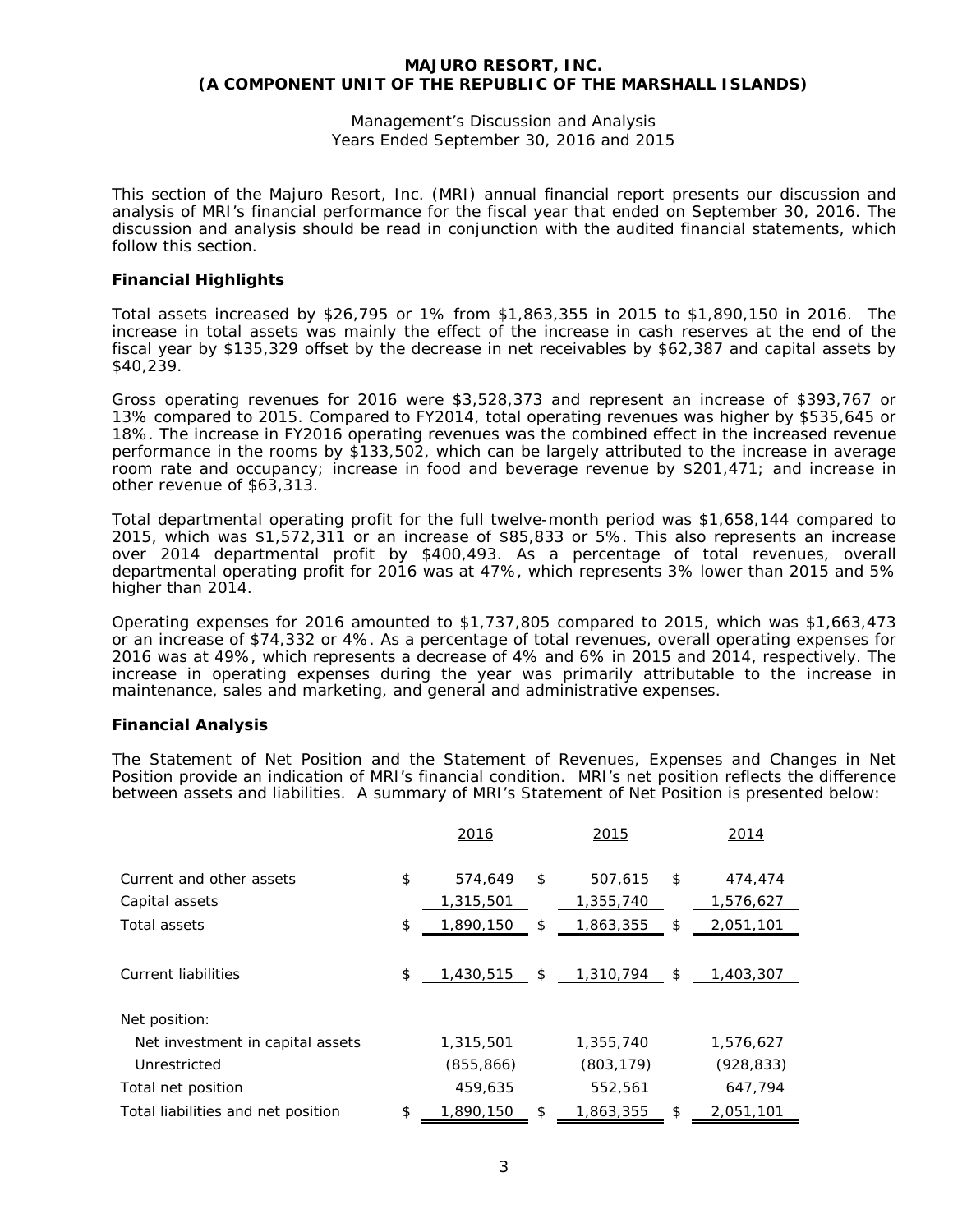# MAJURO RESORT, INC.
# (A COMPONENT UNIT OF THE REPUBLIC OF THE MARSHALL ISLANDS)

Management's Discussion and Analysis
Years Ended September 30, 2016 and 2015

This section of the Majuro Resort, Inc. (MRI) annual financial report presents our discussion and analysis of MRI's financial performance for the fiscal year that ended on September 30, 2016. The discussion and analysis should be read in conjunction with the audited financial statements, which follow this section.

**Financial Highlights**

Total assets increased by $26,795 or 1% from $1,863,355 in 2015 to $1,890,150 in 2016. The increase in total assets was mainly the effect of the increase in cash reserves at the end of the fiscal year by $135,329 offset by the decrease in net receivables by $62,387 and capital assets by $40,239.

Gross operating revenues for 2016 were $3,528,373 and represent an increase of $393,767 or 13% compared to 2015. Compared to FY2014, total operating revenues was higher by $535,645 or 18%. The increase in FY2016 operating revenues was the combined effect in the increased revenue performance in the rooms by $133,502, which can be largely attributed to the increase in average room rate and occupancy; increase in food and beverage revenue by $201,471; and increase in other revenue of $63,313.

Total departmental operating profit for the full twelve-month period was $1,658,144 compared to 2015, which was $1,572,311 or an increase of $85,833 or 5%. This also represents an increase over 2014 departmental profit by $400,493. As a percentage of total revenues, overall departmental operating profit for 2016 was at 47%, which represents 3% lower than 2015 and 5% higher than 2014.

Operating expenses for 2016 amounted to $1,737,805 compared to 2015, which was $1,663,473 or an increase of $74,332 or 4%. As a percentage of total revenues, overall operating expenses for 2016 was at 49%, which represents a decrease of 4% and 6% in 2015 and 2014, respectively. The increase in operating expenses during the year was primarily attributable to the increase in maintenance, sales and marketing, and general and administrative expenses.

**Financial Analysis**

The Statement of Net Position and the Statement of Revenues, Expenses and Changes in Net Position provide an indication of MRI's financial condition. MRI's net position reflects the difference between assets and liabilities. A summary of MRI's Statement of Net Position is presented below:

| | 2016 | 2015 | 2014 |
|---|---|---|---|
| Current and other assets | $ 574,649 | $ 507,615 | $ 474,474 |
| Capital assets | 1,315,501 | 1,355,740 | 1,576,627 |
| Total assets | $ 1,890,150 | $ 1,863,355 | $ 2,051,101 |
| | | | |
| Current liabilities | $ 1,430,515 | $ 1,310,794 | $ 1,403,307 |
| | | | |
| Net position: | | | |
| Net investment in capital assets | 1,315,501 | 1,355,740 | 1,576,627 |
| Unrestricted | (855,866) | (803,179) | (928,833) |
| Total net position | 459,635 | 552,561 | 647,794 |
| Total liabilities and net position | $ 1,890,150 | $ 1,863,355 | $ 2,051,101 |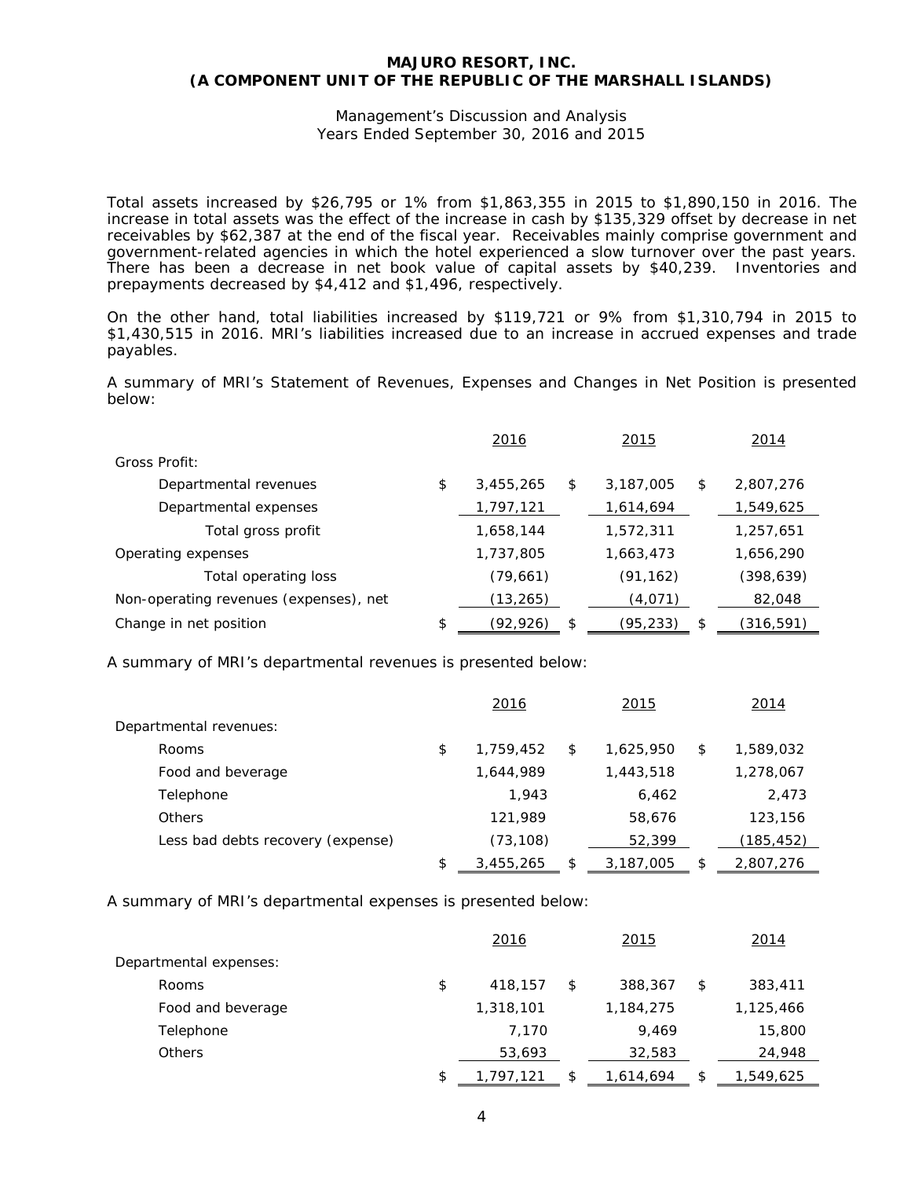Total assets increased by $26,795 or 1% from $1,863,355 in 2015 to $1,890,150 in 2016. The increase in total assets was the effect of the increase in cash by $135,329 offset by decrease in net receivables by $62,387 at the end of the fiscal year. Receivables mainly comprise government and government-related agencies in which the hotel experienced a slow turnover over the past years. There has been a decrease in net book value of capital assets by $40,239. Inventories and prepayments decreased by $4,412 and $1,496, respectively.

On the other hand, total liabilities increased by $119,721 or 9% from $1,310,794 in 2015 to $1,430,515 in 2016. MRI's liabilities increased due to an increase in accrued expenses and trade payables.

A summary of MRI's Statement of Revenues, Expenses and Changes in Net Position is presented below:

| | 2016 | 2015 | 2014 |
|---|---|---|---|
| Gross Profit: | | | |
| Departmental revenues | $ 3,455,265 | $ 3,187,005 | $ 2,807,276 |
| Departmental expenses | 1,797,121 | 1,614,694 | 1,549,625 |
| Total gross profit | 1,658,144 | 1,572,311 | 1,257,651 |
| Operating expenses | 1,737,805 | 1,663,473 | 1,656,290 |
| Total operating loss | (79,661) | (91,162) | (398,639) |
| Non-operating revenues (expenses), net | (13,265) | (4,071) | 82,048 |
| Change in net position | $ (92,926) | $ (95,233) | $ (316,591) |

A summary of MRI's departmental revenues is presented below:

| | 2016 | 2015 | 2014 |
|---|---|---|---|
| Departmental revenues: | | | |
| Rooms | $ 1,759,452 | $ 1,625,950 | $ 1,589,032 |
| Food and beverage | 1,644,989 | 1,443,518 | 1,278,067 |
| Telephone | 1,943 | 6,462 | 2,473 |
| Others | 121,989 | 58,676 | 123,156 |
| Less bad debts recovery (expense) | (73,108) | 52,399 | (185,452) |
| | $ 3,455,265 | $ 3,187,005 | $ 2,807,276 |

A summary of MRI's departmental expenses is presented below:

| | 2016 | 2015 | 2014 |
|---|---|---|---|
| Departmental expenses: | | | |
| Rooms | $ 418,157 | $ 388,367 | $ 383,411 |
| Food and beverage | 1,318,101 | 1,184,275 | 1,125,466 |
| Telephone | 7,170 | 9,469 | 15,800 |
| Others | 53,693 | 32,583 | 24,948 |
| | $ 1,797,121 | $ 1,614,694 | $ 1,549,625 |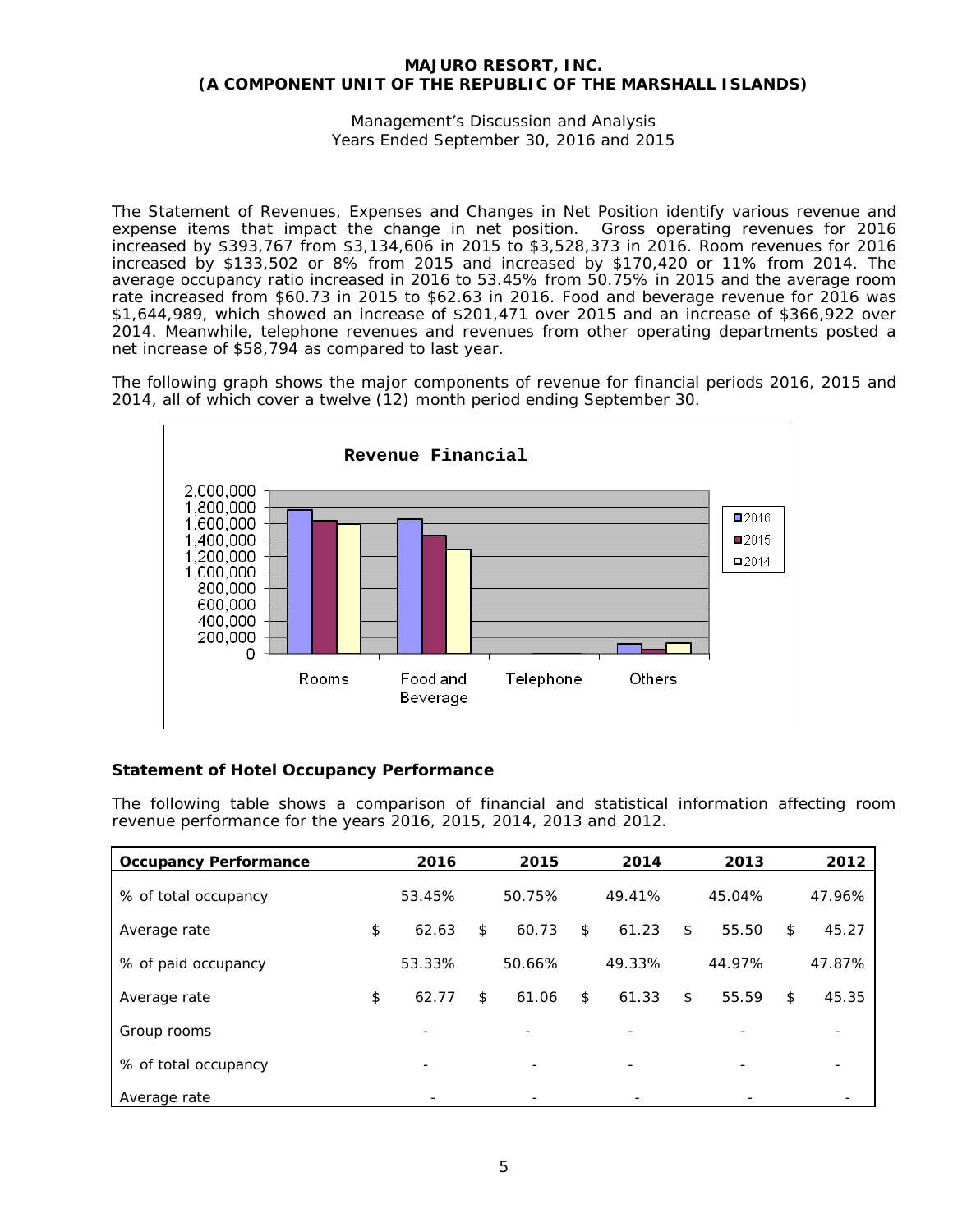MAJURO RESORT, INC.
(A COMPONENT UNIT OF THE REPUBLIC OF THE MARSHALL ISLANDS)

Management's Discussion and Analysis
Years Ended September 30, 2016 and 2015

The Statement of Revenues, Expenses and Changes in Net Position identify various revenue and expense items that impact the change in net position. Gross operating revenues for 2016 increased by $393,767 from $3,134,606 in 2015 to $3,528,373 in 2016. Room revenues for 2016 increased by $133,502 or 8% from 2015 and increased by $170,420 or 11% from 2014. The average occupancy ratio increased in 2016 to 53.45% from 50.75% in 2015 and the average room rate increased from $60.73 in 2015 to $62.63 in 2016. Food and beverage revenue for 2016 was $1,644,989, which showed an increase of $201,471 over 2015 and an increase of $366,922 over 2014. Meanwhile, telephone revenues and revenues from other operating departments posted a net increase of $58,794 as compared to last year.

The following graph shows the major components of revenue for financial periods 2016, 2015 and 2014, all of which cover a twelve (12) month period ending September 30.

**Revenue Financial**

### Statement of Hotel Occupancy Performance

The following table shows a comparison of financial and statistical information affecting room revenue performance for the years 2016, 2015, 2014, 2013 and 2012.

| Occupancy Performance | 2016 | 2015 | 2014 | 2013 | 2012 |
|---|---|---|---|---|---|
| % of total occupancy | 53.45% | 50.75% | 49.41% | 45.04% | 47.96% |
| Average rate | $ 62.63 | $ 60.73 | $ 61.23 | $ 55.50 | $ 45.27 |
| % of paid occupancy | 53.33% | 50.66% | 49.33% | 44.97% | 47.87% |
| Average rate | $ 62.77 | $ 61.06 | $ 61.33 | $ 55.59 | $ 45.35 |
| Group rooms | - | - | - | - | - |
| % of total occupancy | - | - | - | - | - |
| Average rate | - | - | - | - | - |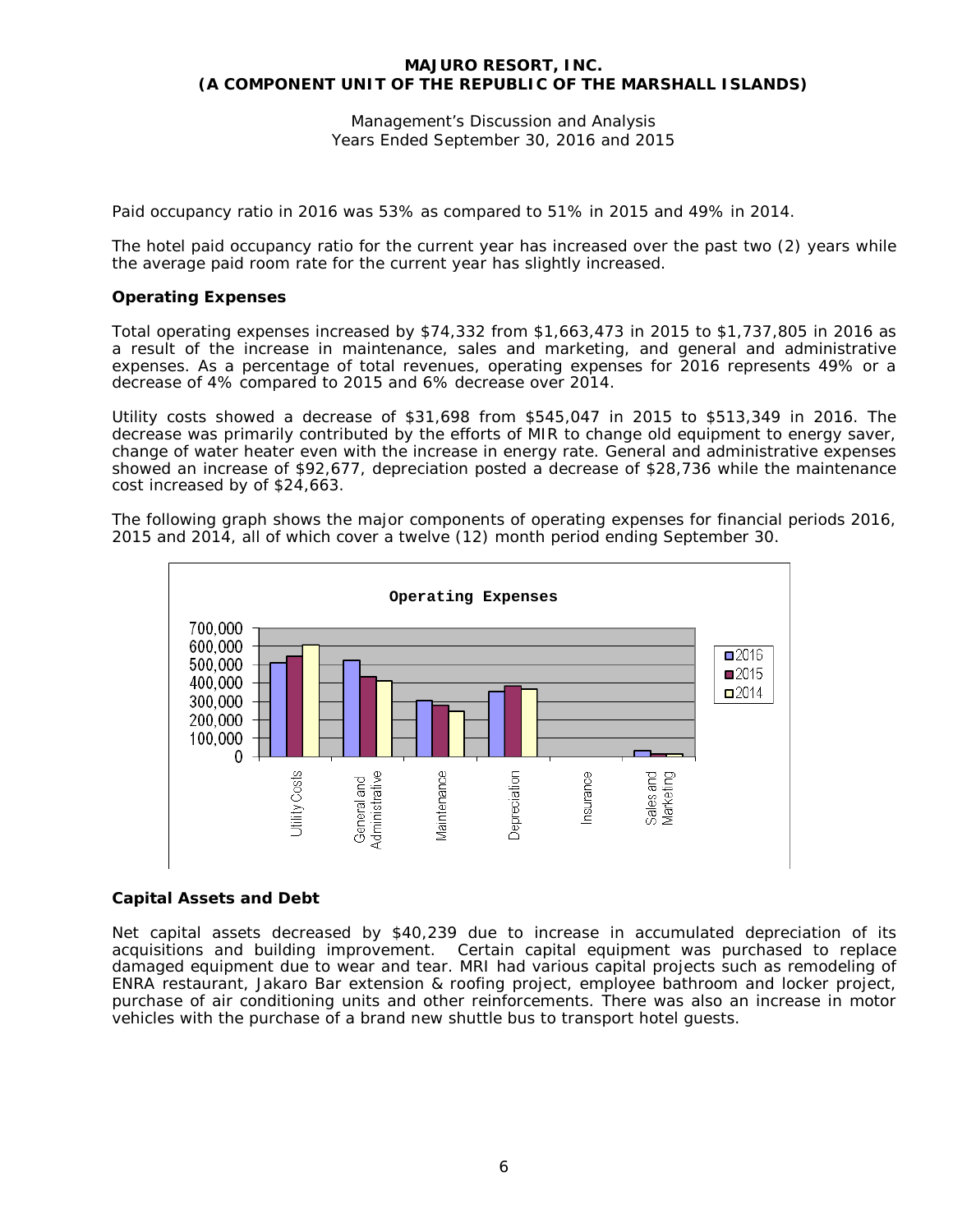Paid occupancy ratio in 2016 was 53% as compared to 51% in 2015 and 49% in 2014.

The hotel paid occupancy ratio for the current year has increased over the past two (2) years while the average paid room rate for the current year has slightly increased.

**Operating Expenses**

Total operating expenses increased by $74,332 from $1,663,473 in 2015 to $1,737,805 in 2016 as a result of the increase in maintenance, sales and marketing, and general and administrative expenses. As a percentage of total revenues, operating expenses for 2016 represents 49% or a decrease of 4% compared to 2015 and 6% decrease over 2014.

Utility costs showed a decrease of $31,698 from $545,047 in 2015 to $513,349 in 2016. The decrease was primarily contributed by the efforts of MIR to change old equipment to energy saver, change of water heater even with the increase in energy rate. General and administrative expenses showed an increase of $92,677, depreciation posted a decrease of $28,736 while the maintenance cost increased by of $24,663.

The following graph shows the major components of operating expenses for financial periods 2016, 2015 and 2014, all of which cover a twelve (12) month period ending September 30.

**Capital Assets and Debt**

Net capital assets decreased by $40,239 due to increase in accumulated depreciation of its acquisitions and building improvement. Certain capital equipment was purchased to replace damaged equipment due to wear and tear. MRI had various capital projects such as remodeling of ENRA restaurant, Jakaro Bar extension & roofing project, employee bathroom and locker project, purchase of air conditioning units and other reinforcements. There was also an increase in motor vehicles with the purchase of a brand new shuttle bus to transport hotel guests.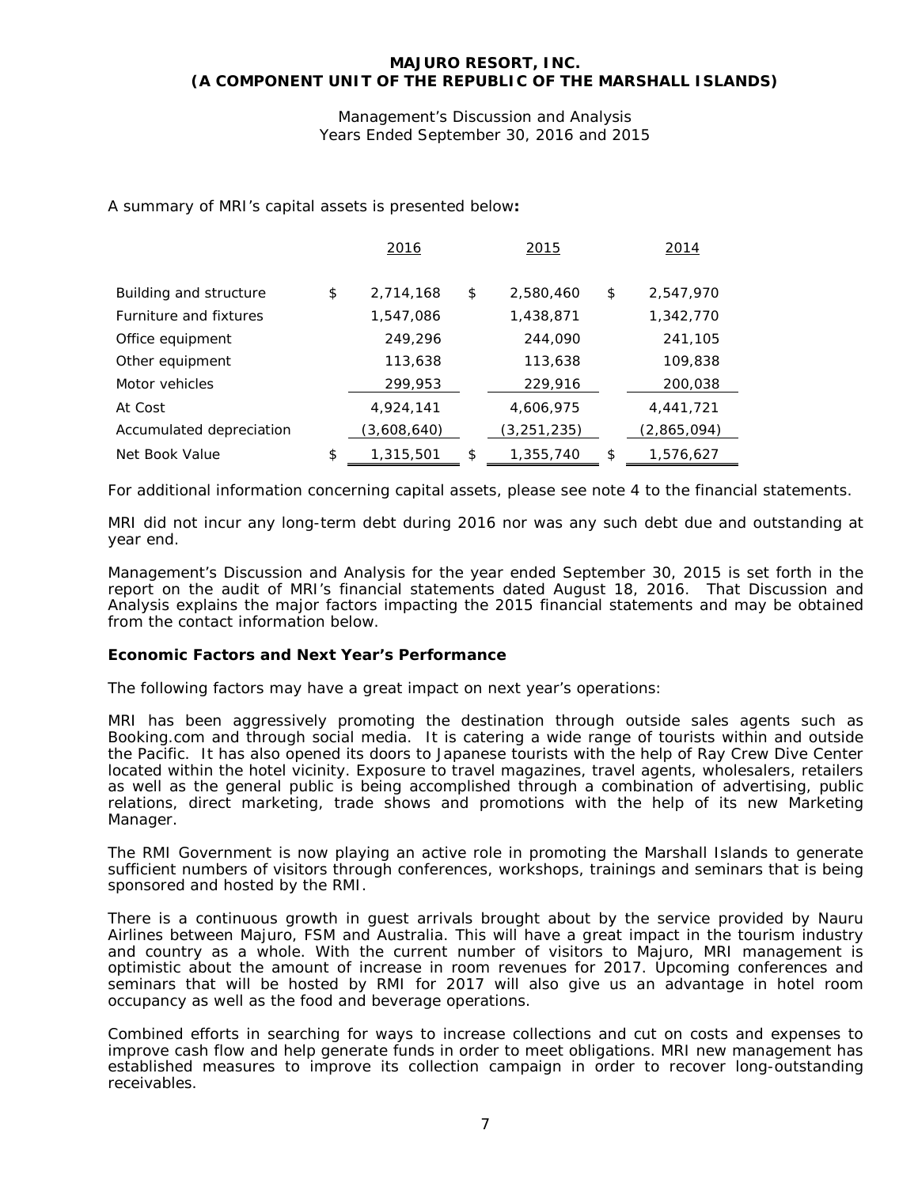A summary of MRI's capital assets is presented below**:**

| | 2016 | 2015 | 2014 |
|---|---|---|---|
| Building and structure | $ 2,714,168 | $ 2,580,460 | $ 2,547,970 |
| Furniture and fixtures | 1,547,086 | 1,438,871 | 1,342,770 |
| Office equipment | 249,296 | 244,090 | 241,105 |
| Other equipment | 113,638 | 113,638 | 109,838 |
| Motor vehicles | 299,953 | 229,916 | 200,038 |
| At Cost | 4,924,141 | 4,606,975 | 4,441,721 |
| Accumulated depreciation | (3,608,640) | (3,251,235) | (2,865,094) |
| Net Book Value | $ 1,315,501 | $ 1,355,740 | $ 1,576,627 |

For additional information concerning capital assets, please see note 4 to the financial statements.

MRI did not incur any long-term debt during 2016 nor was any such debt due and outstanding at year end.

Management's Discussion and Analysis for the year ended September 30, 2015 is set forth in the report on the audit of MRI's financial statements dated August 18, 2016. That Discussion and Analysis explains the major factors impacting the 2015 financial statements and may be obtained from the contact information below.

**Economic Factors and Next Year's Performance**

The following factors may have a great impact on next year's operations:

MRI has been aggressively promoting the destination through outside sales agents such as Booking.com and through social media. It is catering a wide range of tourists within and outside the Pacific. It has also opened its doors to Japanese tourists with the help of Ray Crew Dive Center located within the hotel vicinity. Exposure to travel magazines, travel agents, wholesalers, retailers as well as the general public is being accomplished through a combination of advertising, public relations, direct marketing, trade shows and promotions with the help of its new Marketing Manager.

The RMI Government is now playing an active role in promoting the Marshall Islands to generate sufficient numbers of visitors through conferences, workshops, trainings and seminars that is being sponsored and hosted by the RMI.

There is a continuous growth in guest arrivals brought about by the service provided by Nauru Airlines between Majuro, FSM and Australia. This will have a great impact in the tourism industry and country as a whole. With the current number of visitors to Majuro, MRI management is optimistic about the amount of increase in room revenues for 2017. Upcoming conferences and seminars that will be hosted by RMI for 2017 will also give us an advantage in hotel room occupancy as well as the food and beverage operations.

Combined efforts in searching for ways to increase collections and cut on costs and expenses to improve cash flow and help generate funds in order to meet obligations. MRI new management has established measures to improve its collection campaign in order to recover long-outstanding receivables.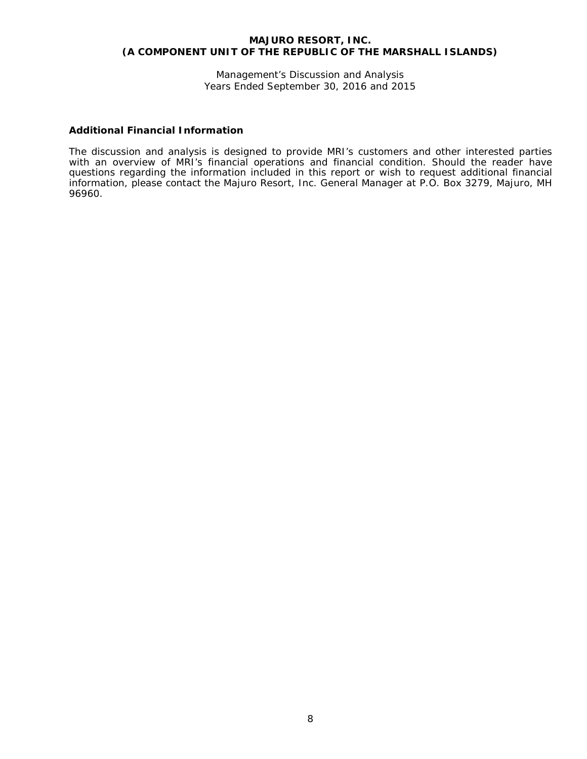## Additional Financial Information

The discussion and analysis is designed to provide MRI's customers and other interested parties with an overview of MRI's financial operations and financial condition. Should the reader have questions regarding the information included in this report or wish to request additional financial information, please contact the Majuro Resort, Inc. General Manager at P.O. Box 3279, Majuro, MH 96960.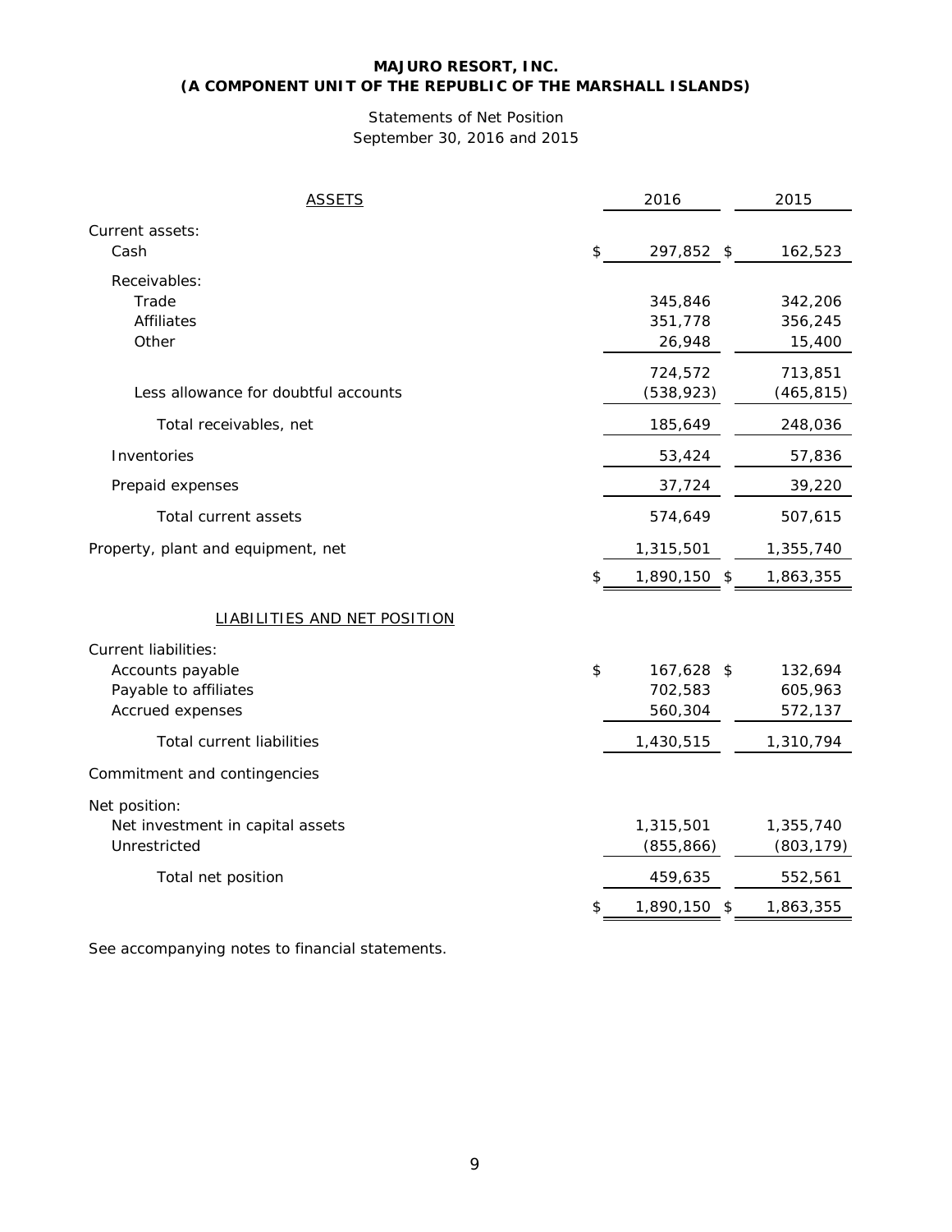**MAJURO RESORT, INC.**
**(A COMPONENT UNIT OF THE REPUBLIC OF THE MARSHALL ISLANDS)**

Statements of Net Position
September 30, 2016 and 2015

| ASSETS | 2016 | 2015 |
|---|---|---|
| Current assets: | | |
| Cash | $ 297,852 | $ 162,523 |
| Receivables: | | |
| Trade | 345,846 | 342,206 |
| Affiliates | 351,778 | 356,245 |
| Other | 26,948 | 15,400 |
| | 724,572 | 713,851 |
| Less allowance for doubtful accounts | (538,923) | (465,815) |
| Total receivables, net | 185,649 | 248,036 |
| Inventories | 53,424 | 57,836 |
| Prepaid expenses | 37,724 | 39,220 |
| Total current assets | 574,649 | 507,615 |
| Property, plant and equipment, net | 1,315,501 | 1,355,740 |
| | $ 1,890,150 | $ 1,863,355 |
| **LIABILITIES AND NET POSITION** | | |
| Current liabilities: | | |
| Accounts payable | $ 167,628 | $ 132,694 |
| Payable to affiliates | 702,583 | 605,963 |
| Accrued expenses | 560,304 | 572,137 |
| Total current liabilities | 1,430,515 | 1,310,794 |
| Commitment and contingencies | | |
| Net position: | | |
| Net investment in capital assets | 1,315,501 | 1,355,740 |
| Unrestricted | (855,866) | (803,179) |
| Total net position | 459,635 | 552,561 |
| | $ 1,890,150 | $ 1,863,355 |

See accompanying notes to financial statements.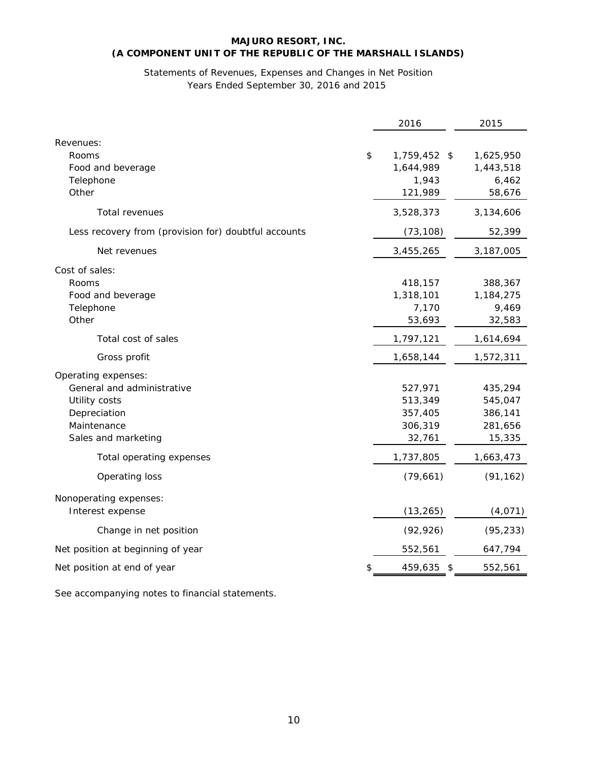# MAJURO RESORT, INC.
## (A COMPONENT UNIT OF THE REPUBLIC OF THE MARSHALL ISLANDS)

Statements of Revenues, Expenses and Changes in Net Position
Years Ended September 30, 2016 and 2015

| | 2016 | 2015 |
|---|---|---|
| Revenues: | | |
| Rooms | $ 1,759,452 | $ 1,625,950 |
| Food and beverage | 1,644,989 | 1,443,518 |
| Telephone | 1,943 | 6,462 |
| Other | 121,989 | 58,676 |
| Total revenues | 3,528,373 | 3,134,606 |
| Less recovery from (provision for) doubtful accounts | (73,108) | 52,399 |
| Net revenues | 3,455,265 | 3,187,005 |
| Cost of sales: | | |
| Rooms | 418,157 | 388,367 |
| Food and beverage | 1,318,101 | 1,184,275 |
| Telephone | 7,170 | 9,469 |
| Other | 53,693 | 32,583 |
| Total cost of sales | 1,797,121 | 1,614,694 |
| Gross profit | 1,658,144 | 1,572,311 |
| Operating expenses: | | |
| General and administrative | 527,971 | 435,294 |
| Utility costs | 513,349 | 545,047 |
| Depreciation | 357,405 | 386,141 |
| Maintenance | 306,319 | 281,656 |
| Sales and marketing | 32,761 | 15,335 |
| Total operating expenses | 1,737,805 | 1,663,473 |
| Operating loss | (79,661) | (91,162) |
| Nonoperating expenses: | | |
| Interest expense | (13,265) | (4,071) |
| Change in net position | (92,926) | (95,233) |
| Net position at beginning of year | 552,561 | 647,794 |
| Net position at end of year | $ 459,635 | $ 552,561 |

See accompanying notes to financial statements.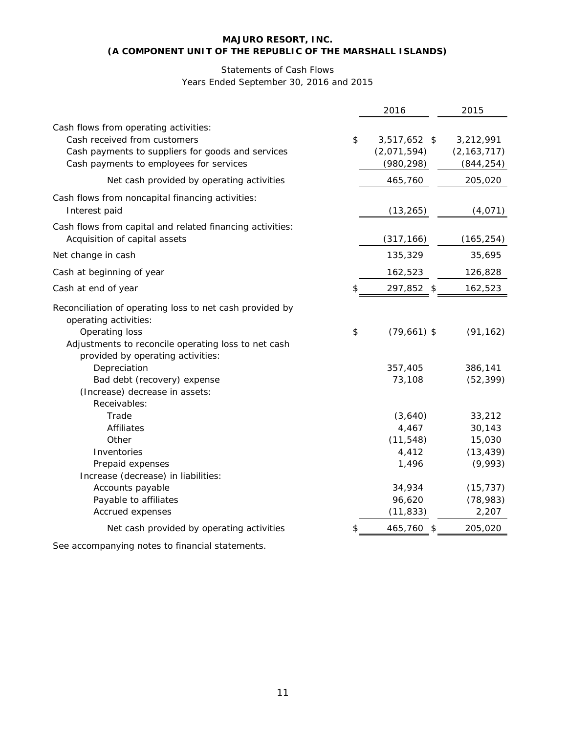**MAJURO RESORT, INC.**
**(A COMPONENT UNIT OF THE REPUBLIC OF THE MARSHALL ISLANDS)**

Statements of Cash Flows
Years Ended September 30, 2016 and 2015

| | 2016 | 2015 |
|---|---|---|
| Cash flows from operating activities: | | |
| Cash received from customers | $ 3,517,652 | $ 3,212,991 |
| Cash payments to suppliers for goods and services | (2,071,594) | (2,163,717) |
| Cash payments to employees for services | (980,298) | (844,254) |
| Net cash provided by operating activities | 465,760 | 205,020 |
| Cash flows from noncapital financing activities: | | |
| Interest paid | (13,265) | (4,071) |
| Cash flows from capital and related financing activities: | | |
| Acquisition of capital assets | (317,166) | (165,254) |
| Net change in cash | 135,329 | 35,695 |
| Cash at beginning of year | 162,523 | 126,828 |
| Cash at end of year | $ 297,852 | $ 162,523 |
| Reconciliation of operating loss to net cash provided by operating activities: | | |
| Operating loss | $ (79,661) | $ (91,162) |
| Adjustments to reconcile operating loss to net cash provided by operating activities: | | |
| Depreciation | 357,405 | 386,141 |
| Bad debt (recovery) expense | 73,108 | (52,399) |
| (Increase) decrease in assets: | | |
| Receivables: | | |
| Trade | (3,640) | 33,212 |
| Affiliates | 4,467 | 30,143 |
| Other | (11,548) | 15,030 |
| Inventories | 4,412 | (13,439) |
| Prepaid expenses | 1,496 | (9,993) |
| Increase (decrease) in liabilities: | | |
| Accounts payable | 34,934 | (15,737) |
| Payable to affiliates | 96,620 | (78,983) |
| Accrued expenses | (11,833) | 2,207 |
| Net cash provided by operating activities | $ 465,760 | $ 205,020 |

See accompanying notes to financial statements.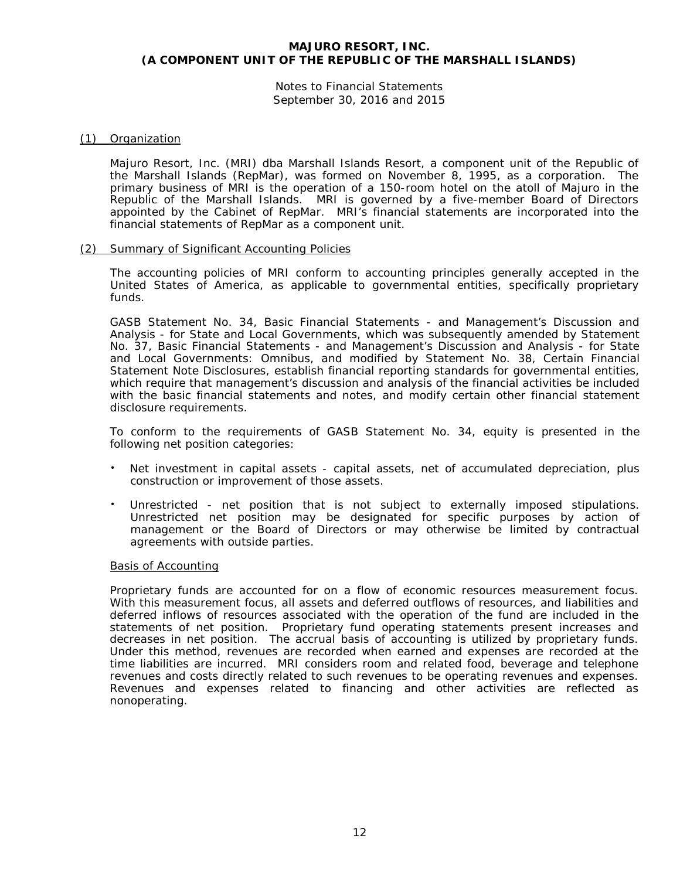**MAJURO RESORT, INC.**
**(A COMPONENT UNIT OF THE REPUBLIC OF THE MARSHALL ISLANDS)**

Notes to Financial Statements
September 30, 2016 and 2015

## (1) Organization

Majuro Resort, Inc. (MRI) dba Marshall Islands Resort, a component unit of the Republic of the Marshall Islands (RepMar), was formed on November 8, 1995, as a corporation. The primary business of MRI is the operation of a 150-room hotel on the atoll of Majuro in the Republic of the Marshall Islands. MRI is governed by a five-member Board of Directors appointed by the Cabinet of RepMar. MRI's financial statements are incorporated into the financial statements of RepMar as a component unit.

## (2) Summary of Significant Accounting Policies

The accounting policies of MRI conform to accounting principles generally accepted in the United States of America, as applicable to governmental entities, specifically proprietary funds.

GASB Statement No. 34, Basic Financial Statements - and Management's Discussion and Analysis - for State and Local Governments, which was subsequently amended by Statement No. 37, Basic Financial Statements - and Management's Discussion and Analysis - for State and Local Governments: Omnibus, and modified by Statement No. 38, Certain Financial Statement Note Disclosures, establish financial reporting standards for governmental entities, which require that management's discussion and analysis of the financial activities be included with the basic financial statements and notes, and modify certain other financial statement disclosure requirements.

To conform to the requirements of GASB Statement No. 34, equity is presented in the following net position categories:

- Net investment in capital assets - capital assets, net of accumulated depreciation, plus construction or improvement of those assets.
- Unrestricted - net position that is not subject to externally imposed stipulations. Unrestricted net position may be designated for specific purposes by action of management or the Board of Directors or may otherwise be limited by contractual agreements with outside parties.

### Basis of Accounting

Proprietary funds are accounted for on a flow of economic resources measurement focus. With this measurement focus, all assets and deferred outflows of resources, and liabilities and deferred inflows of resources associated with the operation of the fund are included in the statements of net position. Proprietary fund operating statements present increases and decreases in net position. The accrual basis of accounting is utilized by proprietary funds. Under this method, revenues are recorded when earned and expenses are recorded at the time liabilities are incurred. MRI considers room and related food, beverage and telephone revenues and costs directly related to such revenues to be operating revenues and expenses. Revenues and expenses related to financing and other activities are reflected as nonoperating.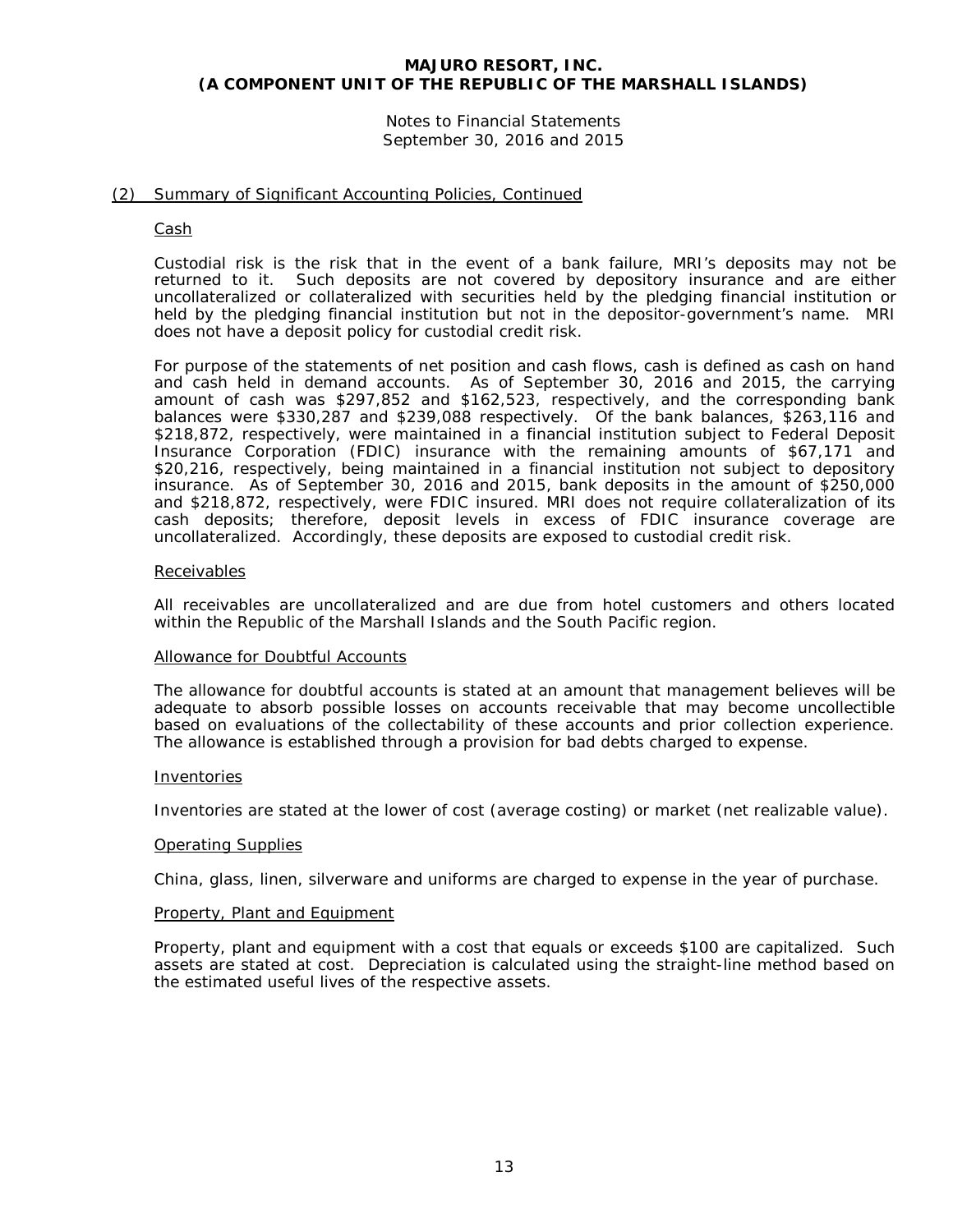## (2) Summary of Significant Accounting Policies, Continued

### Cash

Custodial risk is the risk that in the event of a bank failure, MRI's deposits may not be returned to it. Such deposits are not covered by depository insurance and are either uncollateralized or collateralized with securities held by the pledging financial institution or held by the pledging financial institution but not in the depositor-government's name. MRI does not have a deposit policy for custodial credit risk.

For purpose of the statements of net position and cash flows, cash is defined as cash on hand and cash held in demand accounts. As of September 30, 2016 and 2015, the carrying amount of cash was $297,852 and $162,523, respectively, and the corresponding bank balances were $330,287 and $239,088 respectively. Of the bank balances, $263,116 and $218,872, respectively, were maintained in a financial institution subject to Federal Deposit Insurance Corporation (FDIC) insurance with the remaining amounts of $67,171 and $20,216, respectively, being maintained in a financial institution not subject to depository insurance. As of September 30, 2016 and 2015, bank deposits in the amount of $250,000 and $218,872, respectively, were FDIC insured. MRI does not require collateralization of its cash deposits; therefore, deposit levels in excess of FDIC insurance coverage are uncollateralized. Accordingly, these deposits are exposed to custodial credit risk.

### Receivables

All receivables are uncollateralized and are due from hotel customers and others located within the Republic of the Marshall Islands and the South Pacific region.

### Allowance for Doubtful Accounts

The allowance for doubtful accounts is stated at an amount that management believes will be adequate to absorb possible losses on accounts receivable that may become uncollectible based on evaluations of the collectability of these accounts and prior collection experience. The allowance is established through a provision for bad debts charged to expense.

### Inventories

Inventories are stated at the lower of cost (average costing) or market (net realizable value).

### Operating Supplies

China, glass, linen, silverware and uniforms are charged to expense in the year of purchase.

### Property, Plant and Equipment

Property, plant and equipment with a cost that equals or exceeds $100 are capitalized. Such assets are stated at cost. Depreciation is calculated using the straight-line method based on the estimated useful lives of the respective assets.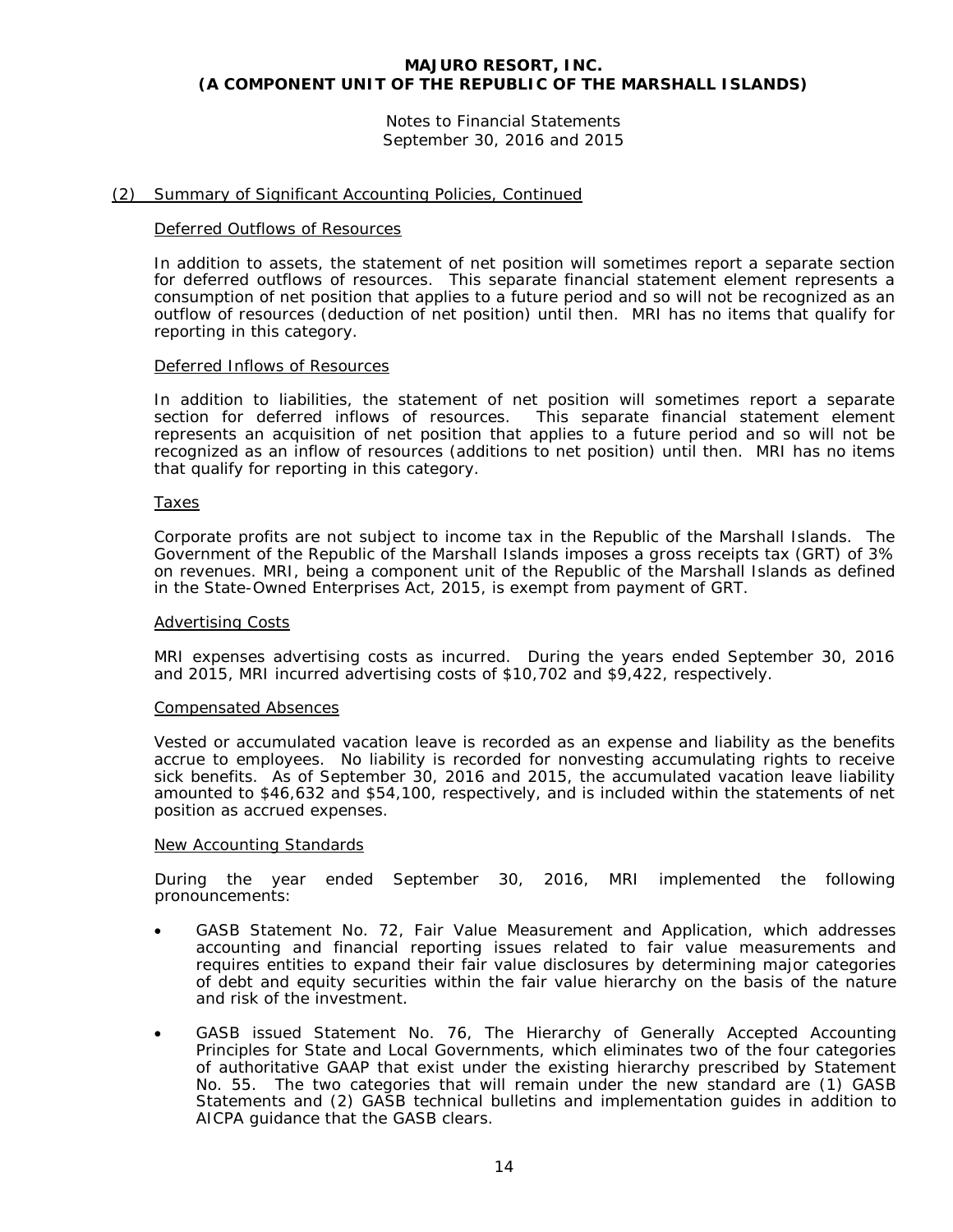## (2) Summary of Significant Accounting Policies, Continued

### Deferred Outflows of Resources

In addition to assets, the statement of net position will sometimes report a separate section for deferred outflows of resources. This separate financial statement element represents a consumption of net position that applies to a future period and so will not be recognized as an outflow of resources (deduction of net position) until then. MRI has no items that qualify for reporting in this category.

### Deferred Inflows of Resources

In addition to liabilities, the statement of net position will sometimes report a separate section for deferred inflows of resources. This separate financial statement element represents an acquisition of net position that applies to a future period and so will not be recognized as an inflow of resources (additions to net position) until then. MRI has no items that qualify for reporting in this category.

### Taxes

Corporate profits are not subject to income tax in the Republic of the Marshall Islands. The Government of the Republic of the Marshall Islands imposes a gross receipts tax (GRT) of 3% on revenues. MRI, being a component unit of the Republic of the Marshall Islands as defined in the State-Owned Enterprises Act, 2015, is exempt from payment of GRT.

### Advertising Costs

MRI expenses advertising costs as incurred. During the years ended September 30, 2016 and 2015, MRI incurred advertising costs of $10,702 and $9,422, respectively.

### Compensated Absences

Vested or accumulated vacation leave is recorded as an expense and liability as the benefits accrue to employees. No liability is recorded for nonvesting accumulating rights to receive sick benefits. As of September 30, 2016 and 2015, the accumulated vacation leave liability amounted to $46,632 and $54,100, respectively, and is included within the statements of net position as accrued expenses.

### New Accounting Standards

During the year ended September 30, 2016, MRI implemented the following pronouncements:

- GASB Statement No. 72, Fair Value Measurement and Application, which addresses accounting and financial reporting issues related to fair value measurements and requires entities to expand their fair value disclosures by determining major categories of debt and equity securities within the fair value hierarchy on the basis of the nature and risk of the investment.
- GASB issued Statement No. 76, The Hierarchy of Generally Accepted Accounting Principles for State and Local Governments, which eliminates two of the four categories of authoritative GAAP that exist under the existing hierarchy prescribed by Statement No. 55. The two categories that will remain under the new standard are (1) GASB Statements and (2) GASB technical bulletins and implementation guides in addition to AICPA guidance that the GASB clears.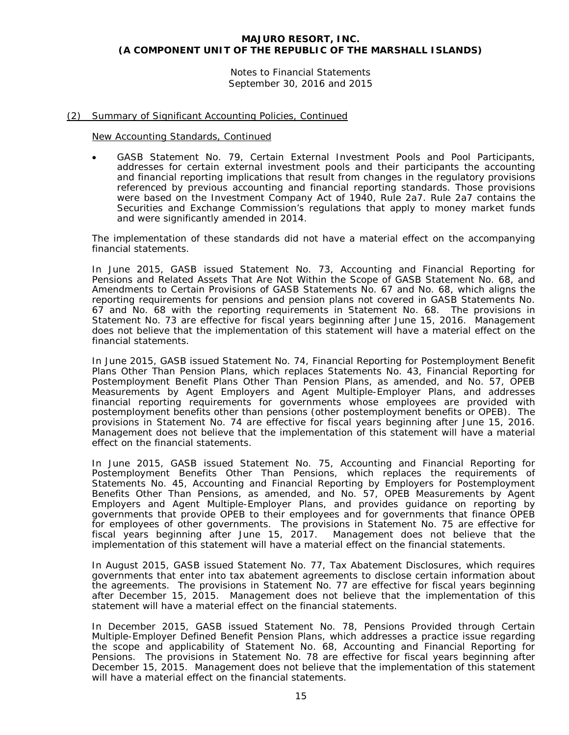## (2) Summary of Significant Accounting Policies, Continued

New Accounting Standards, Continued

- GASB Statement No. 79, Certain External Investment Pools and Pool Participants, addresses for certain external investment pools and their participants the accounting and financial reporting implications that result from changes in the regulatory provisions referenced by previous accounting and financial reporting standards. Those provisions were based on the Investment Company Act of 1940, Rule 2a7. Rule 2a7 contains the Securities and Exchange Commission's regulations that apply to money market funds and were significantly amended in 2014.

The implementation of these standards did not have a material effect on the accompanying financial statements.

In June 2015, GASB issued Statement No. 73, Accounting and Financial Reporting for Pensions and Related Assets That Are Not Within the Scope of GASB Statement No. 68, and Amendments to Certain Provisions of GASB Statements No. 67 and No. 68, which aligns the reporting requirements for pensions and pension plans not covered in GASB Statements No. 67 and No. 68 with the reporting requirements in Statement No. 68. The provisions in Statement No. 73 are effective for fiscal years beginning after June 15, 2016. Management does not believe that the implementation of this statement will have a material effect on the financial statements.

In June 2015, GASB issued Statement No. 74, Financial Reporting for Postemployment Benefit Plans Other Than Pension Plans, which replaces Statements No. 43, Financial Reporting for Postemployment Benefit Plans Other Than Pension Plans, as amended, and No. 57, OPEB Measurements by Agent Employers and Agent Multiple-Employer Plans, and addresses financial reporting requirements for governments whose employees are provided with postemployment benefits other than pensions (other postemployment benefits or OPEB). The provisions in Statement No. 74 are effective for fiscal years beginning after June 15, 2016. Management does not believe that the implementation of this statement will have a material effect on the financial statements.

In June 2015, GASB issued Statement No. 75, Accounting and Financial Reporting for Postemployment Benefits Other Than Pensions, which replaces the requirements of Statements No. 45, Accounting and Financial Reporting by Employers for Postemployment Benefits Other Than Pensions, as amended, and No. 57, OPEB Measurements by Agent Employers and Agent Multiple-Employer Plans, and provides guidance on reporting by governments that provide OPEB to their employees and for governments that finance OPEB for employees of other governments. The provisions in Statement No. 75 are effective for fiscal years beginning after June 15, 2017. Management does not believe that the implementation of this statement will have a material effect on the financial statements.

In August 2015, GASB issued Statement No. 77, Tax Abatement Disclosures, which requires governments that enter into tax abatement agreements to disclose certain information about the agreements. The provisions in Statement No. 77 are effective for fiscal years beginning after December 15, 2015. Management does not believe that the implementation of this statement will have a material effect on the financial statements.

In December 2015, GASB issued Statement No. 78, Pensions Provided through Certain Multiple-Employer Defined Benefit Pension Plans, which addresses a practice issue regarding the scope and applicability of Statement No. 68, Accounting and Financial Reporting for Pensions. The provisions in Statement No. 78 are effective for fiscal years beginning after December 15, 2015. Management does not believe that the implementation of this statement will have a material effect on the financial statements.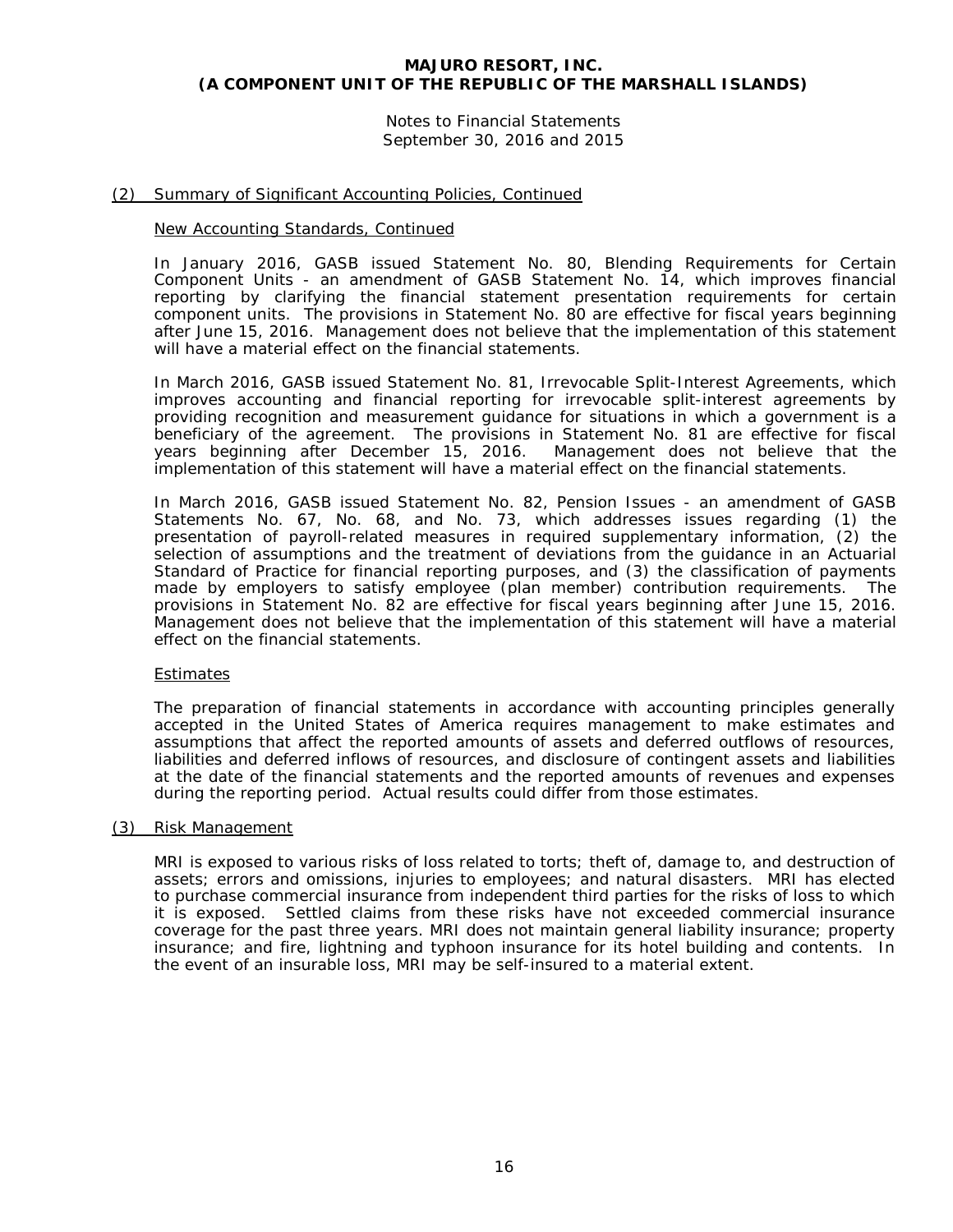# MAJURO RESORT, INC.
# (A COMPONENT UNIT OF THE REPUBLIC OF THE MARSHALL ISLANDS)

Notes to Financial Statements
September 30, 2016 and 2015

## (2) Summary of Significant Accounting Policies, Continued

### New Accounting Standards, Continued

In January 2016, GASB issued Statement No. 80, Blending Requirements for Certain Component Units - an amendment of GASB Statement No. 14, which improves financial reporting by clarifying the financial statement presentation requirements for certain component units. The provisions in Statement No. 80 are effective for fiscal years beginning after June 15, 2016. Management does not believe that the implementation of this statement will have a material effect on the financial statements.

In March 2016, GASB issued Statement No. 81, Irrevocable Split-Interest Agreements, which improves accounting and financial reporting for irrevocable split-interest agreements by providing recognition and measurement guidance for situations in which a government is a beneficiary of the agreement. The provisions in Statement No. 81 are effective for fiscal years beginning after December 15, 2016. Management does not believe that the implementation of this statement will have a material effect on the financial statements.

In March 2016, GASB issued Statement No. 82, Pension Issues - an amendment of GASB Statements No. 67, No. 68, and No. 73, which addresses issues regarding (1) the presentation of payroll-related measures in required supplementary information, (2) the selection of assumptions and the treatment of deviations from the guidance in an Actuarial Standard of Practice for financial reporting purposes, and (3) the classification of payments made by employers to satisfy employee (plan member) contribution requirements. The provisions in Statement No. 82 are effective for fiscal years beginning after June 15, 2016. Management does not believe that the implementation of this statement will have a material effect on the financial statements.

### Estimates

The preparation of financial statements in accordance with accounting principles generally accepted in the United States of America requires management to make estimates and assumptions that affect the reported amounts of assets and deferred outflows of resources, liabilities and deferred inflows of resources, and disclosure of contingent assets and liabilities at the date of the financial statements and the reported amounts of revenues and expenses during the reporting period. Actual results could differ from those estimates.

## (3) Risk Management

MRI is exposed to various risks of loss related to torts; theft of, damage to, and destruction of assets; errors and omissions, injuries to employees; and natural disasters. MRI has elected to purchase commercial insurance from independent third parties for the risks of loss to which it is exposed. Settled claims from these risks have not exceeded commercial insurance coverage for the past three years. MRI does not maintain general liability insurance; property insurance; and fire, lightning and typhoon insurance for its hotel building and contents. In the event of an insurable loss, MRI may be self-insured to a material extent.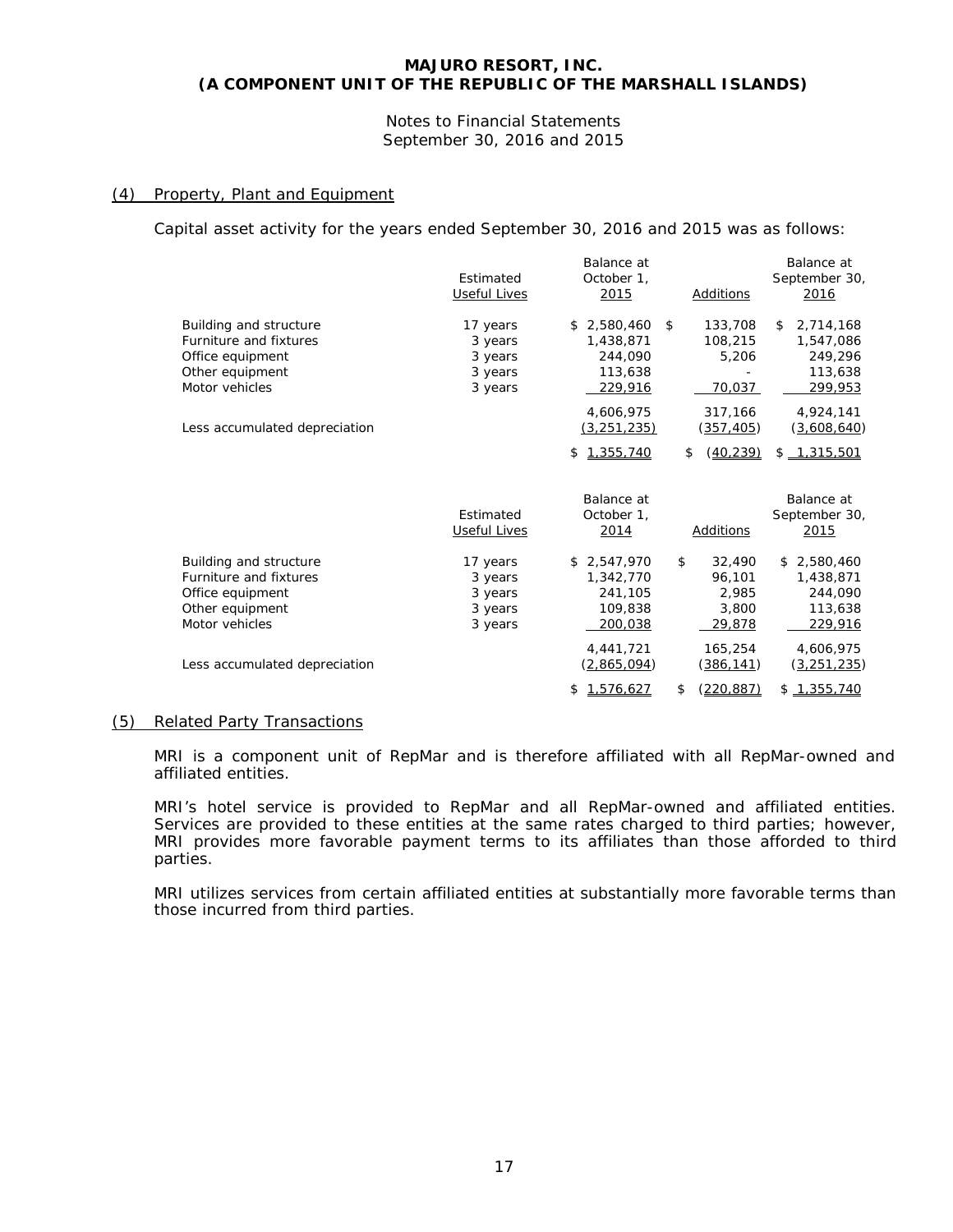**MAJURO RESORT, INC.**
**(A COMPONENT UNIT OF THE REPUBLIC OF THE MARSHALL ISLANDS)**

Notes to Financial Statements
September 30, 2016 and 2015

## (4) Property, Plant and Equipment

Capital asset activity for the years ended September 30, 2016 and 2015 was as follows:

| | Estimated Useful Lives | Balance at October 1, 2015 | Additions | Balance at September 30, 2016 |
|---|---|---|---|---|
| Building and structure | 17 years | $ 2,580,460 | $ 133,708 | $ 2,714,168 |
| Furniture and fixtures | 3 years | 1,438,871 | 108,215 | 1,547,086 |
| Office equipment | 3 years | 244,090 | 5,206 | 249,296 |
| Other equipment | 3 years | 113,638 | - | 113,638 |
| Motor vehicles | 3 years | 229,916 | 70,037 | 299,953 |
| | | 4,606,975 | 317,166 | 4,924,141 |
| Less accumulated depreciation | | (3,251,235) | (357,405) | (3,608,640) |
| | | $ 1,355,740 | $ (40,239) | $ 1,315,501 |

| | Estimated Useful Lives | Balance at October 1, 2014 | Additions | Balance at September 30, 2015 |
|---|---|---|---|---|
| Building and structure | 17 years | $ 2,547,970 | $ 32,490 | $ 2,580,460 |
| Furniture and fixtures | 3 years | 1,342,770 | 96,101 | 1,438,871 |
| Office equipment | 3 years | 241,105 | 2,985 | 244,090 |
| Other equipment | 3 years | 109,838 | 3,800 | 113,638 |
| Motor vehicles | 3 years | 200,038 | 29,878 | 229,916 |
| | | 4,441,721 | 165,254 | 4,606,975 |
| Less accumulated depreciation | | (2,865,094) | (386,141) | (3,251,235) |
| | | $ 1,576,627 | $ (220,887) | $ 1,355,740 |

## (5) Related Party Transactions

MRI is a component unit of RepMar and is therefore affiliated with all RepMar-owned and affiliated entities.

MRI's hotel service is provided to RepMar and all RepMar-owned and affiliated entities. Services are provided to these entities at the same rates charged to third parties; however, MRI provides more favorable payment terms to its affiliates than those afforded to third parties.

MRI utilizes services from certain affiliated entities at substantially more favorable terms than those incurred from third parties.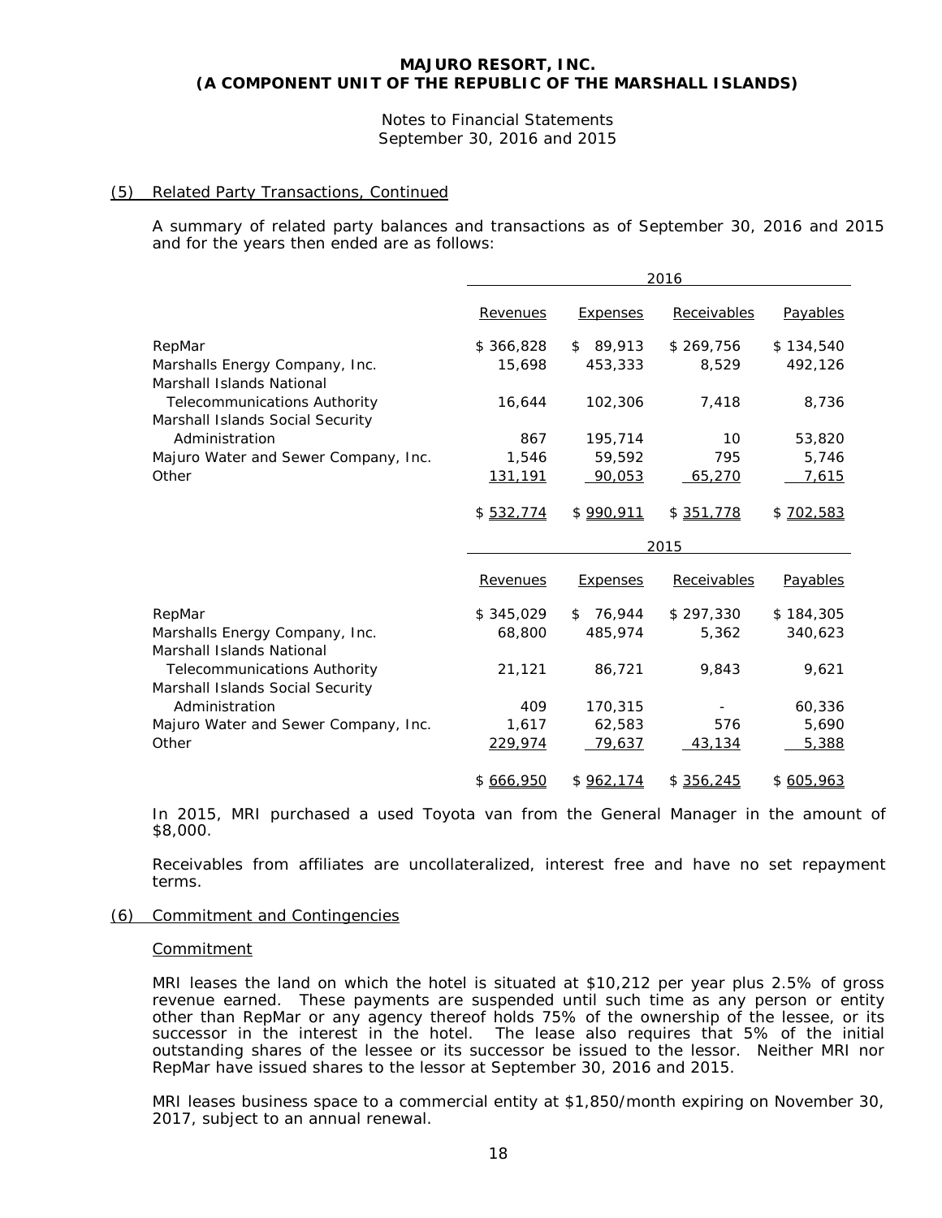# MAJURO RESORT, INC.
# (A COMPONENT UNIT OF THE REPUBLIC OF THE MARSHALL ISLANDS)

Notes to Financial Statements
September 30, 2016 and 2015

## (5) Related Party Transactions, Continued

A summary of related party balances and transactions as of September 30, 2016 and 2015 and for the years then ended are as follows:

| | 2016 | | | |
|---|---|---|---|---|
| | Revenues | Expenses | Receivables | Payables |
| RepMar | $ 366,828 | $ 89,913 | $ 269,756 | $ 134,540 |
| Marshalls Energy Company, Inc. | 15,698 | 453,333 | 8,529 | 492,126 |
| Marshall Islands National Telecommunications Authority | 16,644 | 102,306 | 7,418 | 8,736 |
| Marshall Islands Social Security Administration | 867 | 195,714 | 10 | 53,820 |
| Majuro Water and Sewer Company, Inc. | 1,546 | 59,592 | 795 | 5,746 |
| Other | 131,191 | 90,053 | 65,270 | 7,615 |
| | $ 532,774 | $ 990,911 | $ 351,778 | $ 702,583 |

| | 2015 | | | |
|---|---|---|---|---|
| | Revenues | Expenses | Receivables | Payables |
| RepMar | $ 345,029 | $ 76,944 | $ 297,330 | $ 184,305 |
| Marshalls Energy Company, Inc. | 68,800 | 485,974 | 5,362 | 340,623 |
| Marshall Islands National Telecommunications Authority | 21,121 | 86,721 | 9,843 | 9,621 |
| Marshall Islands Social Security Administration | 409 | 170,315 | - | 60,336 |
| Majuro Water and Sewer Company, Inc. | 1,617 | 62,583 | 576 | 5,690 |
| Other | 229,974 | 79,637 | 43,134 | 5,388 |
| | $ 666,950 | $ 962,174 | $ 356,245 | $ 605,963 |

In 2015, MRI purchased a used Toyota van from the General Manager in the amount of $8,000.

Receivables from affiliates are uncollateralized, interest free and have no set repayment terms.

## (6) Commitment and Contingencies

### Commitment

MRI leases the land on which the hotel is situated at $10,212 per year plus 2.5% of gross revenue earned. These payments are suspended until such time as any person or entity other than RepMar or any agency thereof holds 75% of the ownership of the lessee, or its successor in the interest in the hotel. The lease also requires that 5% of the initial outstanding shares of the lessee or its successor be issued to the lessor. Neither MRI nor RepMar have issued shares to the lessor at September 30, 2016 and 2015.

MRI leases business space to a commercial entity at $1,850/month expiring on November 30, 2017, subject to an annual renewal.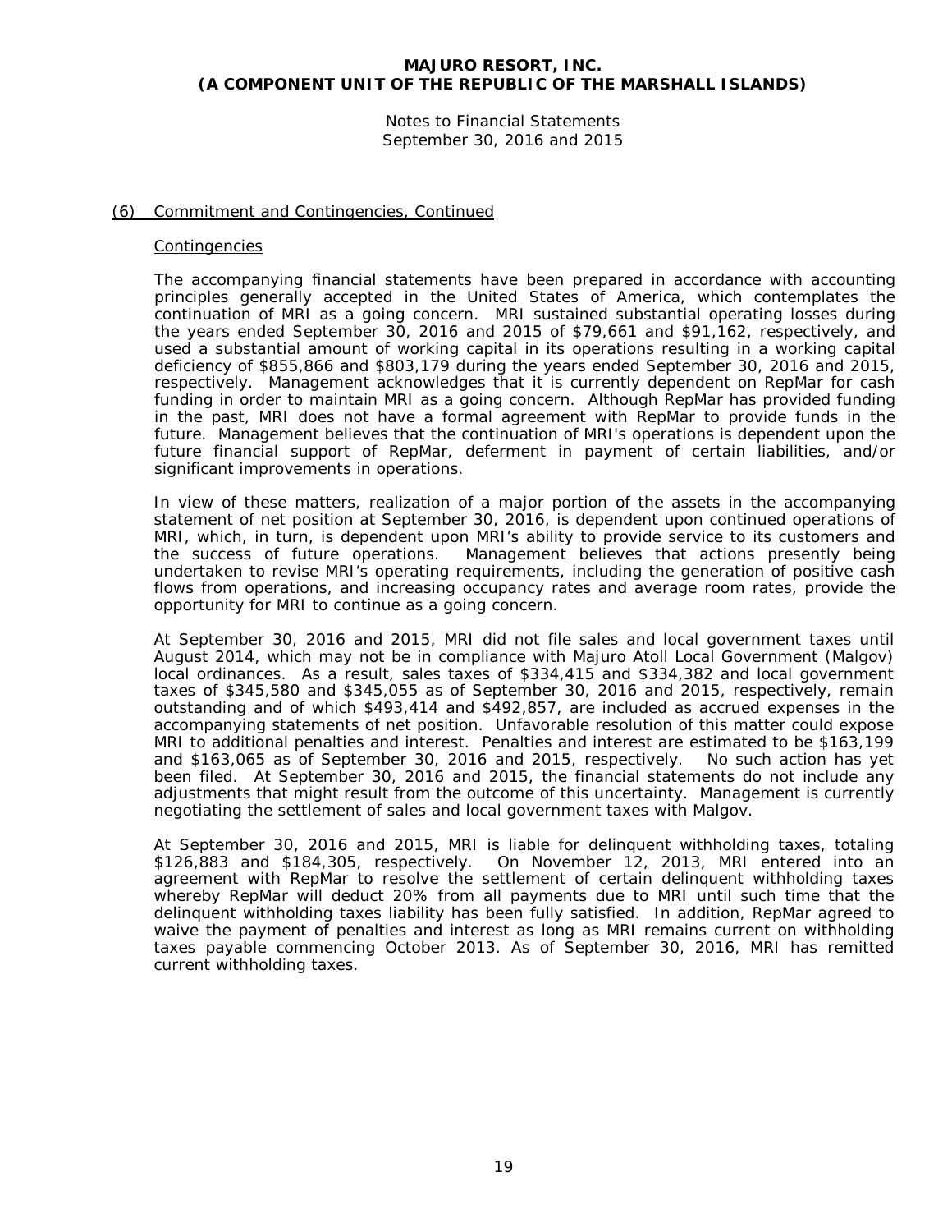## (6) Commitment and Contingencies, Continued

### Contingencies

The accompanying financial statements have been prepared in accordance with accounting principles generally accepted in the United States of America, which contemplates the continuation of MRI as a going concern. MRI sustained substantial operating losses during the years ended September 30, 2016 and 2015 of $79,661 and $91,162, respectively, and used a substantial amount of working capital in its operations resulting in a working capital deficiency of $855,866 and $803,179 during the years ended September 30, 2016 and 2015, respectively. Management acknowledges that it is currently dependent on RepMar for cash funding in order to maintain MRI as a going concern. Although RepMar has provided funding in the past, MRI does not have a formal agreement with RepMar to provide funds in the future. Management believes that the continuation of MRI's operations is dependent upon the future financial support of RepMar, deferment in payment of certain liabilities, and/or significant improvements in operations.

In view of these matters, realization of a major portion of the assets in the accompanying statement of net position at September 30, 2016, is dependent upon continued operations of MRI, which, in turn, is dependent upon MRI's ability to provide service to its customers and the success of future operations. Management believes that actions presently being undertaken to revise MRI's operating requirements, including the generation of positive cash flows from operations, and increasing occupancy rates and average room rates, provide the opportunity for MRI to continue as a going concern.

At September 30, 2016 and 2015, MRI did not file sales and local government taxes until August 2014, which may not be in compliance with Majuro Atoll Local Government (Malgov) local ordinances. As a result, sales taxes of $334,415 and $334,382 and local government taxes of $345,580 and $345,055 as of September 30, 2016 and 2015, respectively, remain outstanding and of which $493,414 and $492,857, are included as accrued expenses in the accompanying statements of net position. Unfavorable resolution of this matter could expose MRI to additional penalties and interest. Penalties and interest are estimated to be $163,199 and $163,065 as of September 30, 2016 and 2015, respectively. No such action has yet been filed. At September 30, 2016 and 2015, the financial statements do not include any adjustments that might result from the outcome of this uncertainty. Management is currently negotiating the settlement of sales and local government taxes with Malgov.

At September 30, 2016 and 2015, MRI is liable for delinquent withholding taxes, totaling $126,883 and $184,305, respectively. On November 12, 2013, MRI entered into an agreement with RepMar to resolve the settlement of certain delinquent withholding taxes whereby RepMar will deduct 20% from all payments due to MRI until such time that the delinquent withholding taxes liability has been fully satisfied. In addition, RepMar agreed to waive the payment of penalties and interest as long as MRI remains current on withholding taxes payable commencing October 2013. As of September 30, 2016, MRI has remitted current withholding taxes.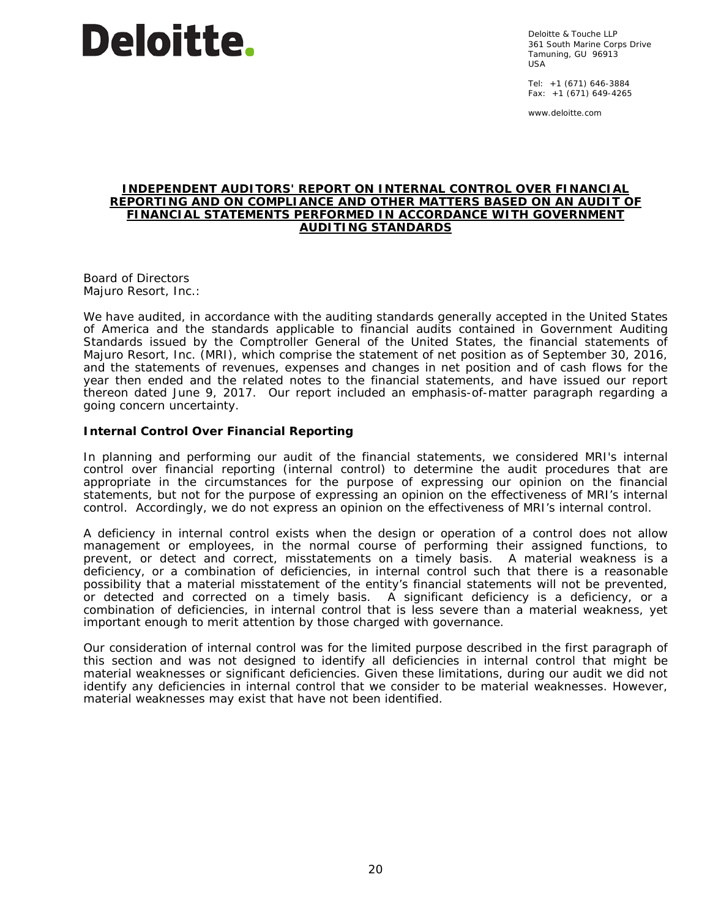Deloitte.

Deloitte & Touche LLP
361 South Marine Corps Drive
Tamuning, GU 96913
USA

Tel: +1 (671) 646-3884
Fax: +1 (671) 649-4265

www.deloitte.com

## INDEPENDENT AUDITORS' REPORT ON INTERNAL CONTROL OVER FINANCIAL REPORTING AND ON COMPLIANCE AND OTHER MATTERS BASED ON AN AUDIT OF FINANCIAL STATEMENTS PERFORMED IN ACCORDANCE WITH GOVERNMENT AUDITING STANDARDS

Board of Directors
Majuro Resort, Inc.:

We have audited, in accordance with the auditing standards generally accepted in the United States of America and the standards applicable to financial audits contained in Government Auditing Standards issued by the Comptroller General of the United States, the financial statements of Majuro Resort, Inc. (MRI), which comprise the statement of net position as of September 30, 2016, and the statements of revenues, expenses and changes in net position and of cash flows for the year then ended and the related notes to the financial statements, and have issued our report thereon dated June 9, 2017. Our report included an emphasis-of-matter paragraph regarding a going concern uncertainty.

### Internal Control Over Financial Reporting

In planning and performing our audit of the financial statements, we considered MRI's internal control over financial reporting (internal control) to determine the audit procedures that are appropriate in the circumstances for the purpose of expressing our opinion on the financial statements, but not for the purpose of expressing an opinion on the effectiveness of MRI's internal control. Accordingly, we do not express an opinion on the effectiveness of MRI's internal control.

A deficiency in internal control exists when the design or operation of a control does not allow management or employees, in the normal course of performing their assigned functions, to prevent, or detect and correct, misstatements on a timely basis. A material weakness is a deficiency, or a combination of deficiencies, in internal control such that there is a reasonable possibility that a material misstatement of the entity's financial statements will not be prevented, or detected and corrected on a timely basis. A significant deficiency is a deficiency, or a combination of deficiencies, in internal control that is less severe than a material weakness, yet important enough to merit attention by those charged with governance.

Our consideration of internal control was for the limited purpose described in the first paragraph of this section and was not designed to identify all deficiencies in internal control that might be material weaknesses or significant deficiencies. Given these limitations, during our audit we did not identify any deficiencies in internal control that we consider to be material weaknesses. However, material weaknesses may exist that have not been identified.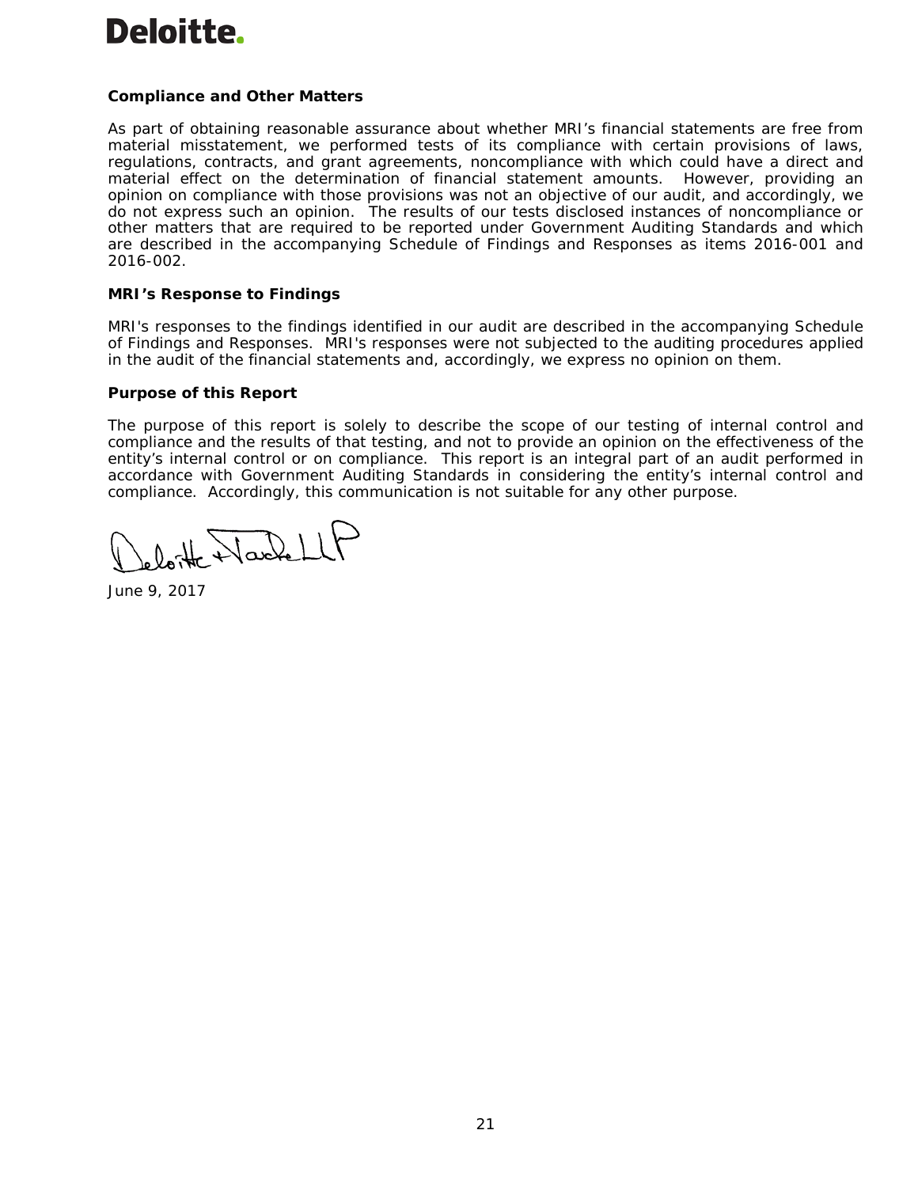## Compliance and Other Matters

As part of obtaining reasonable assurance about whether MRI's financial statements are free from material misstatement, we performed tests of its compliance with certain provisions of laws, regulations, contracts, and grant agreements, noncompliance with which could have a direct and material effect on the determination of financial statement amounts. However, providing an opinion on compliance with those provisions was not an objective of our audit, and accordingly, we do not express such an opinion. The results of our tests disclosed instances of noncompliance or other matters that are required to be reported under Government Auditing Standards and which are described in the accompanying Schedule of Findings and Responses as items 2016-001 and 2016-002.

## MRI's Response to Findings

MRI's responses to the findings identified in our audit are described in the accompanying Schedule of Findings and Responses. MRI's responses were not subjected to the auditing procedures applied in the audit of the financial statements and, accordingly, we express no opinion on them.

## Purpose of this Report

The purpose of this report is solely to describe the scope of our testing of internal control and compliance and the results of that testing, and not to provide an opinion on the effectiveness of the entity's internal control or on compliance. This report is an integral part of an audit performed in accordance with Government Auditing Standards in considering the entity's internal control and compliance. Accordingly, this communication is not suitable for any other purpose.

Deloitte & Touche LLP

June 9, 2017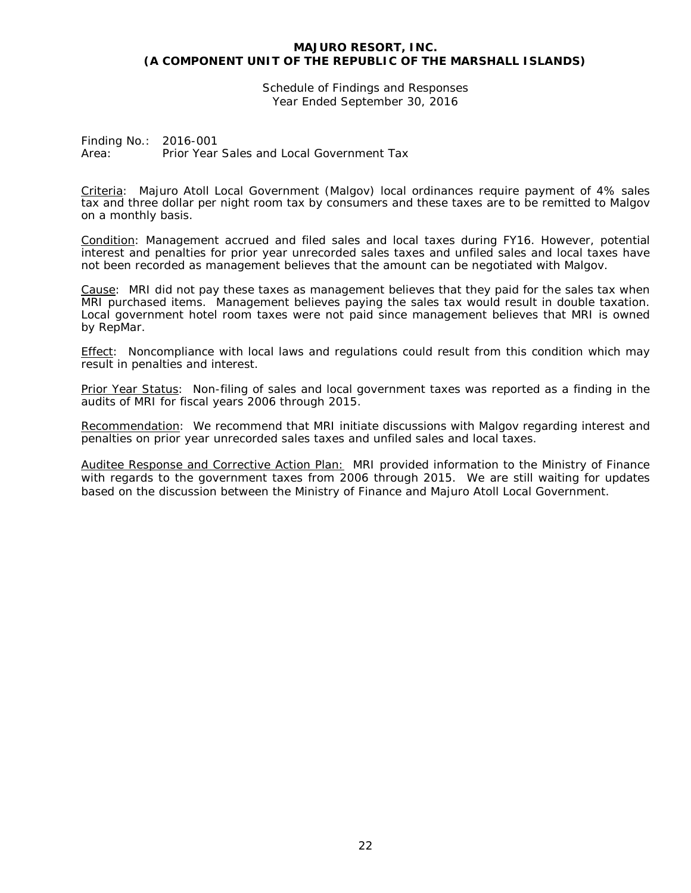**MAJURO RESORT, INC.**
**(A COMPONENT UNIT OF THE REPUBLIC OF THE MARSHALL ISLANDS)**

Schedule of Findings and Responses
Year Ended September 30, 2016

Finding No.: 2016-001
Area: Prior Year Sales and Local Government Tax

Criteria: Majuro Atoll Local Government (Malgov) local ordinances require payment of 4% sales tax and three dollar per night room tax by consumers and these taxes are to be remitted to Malgov on a monthly basis.

Condition: Management accrued and filed sales and local taxes during FY16. However, potential interest and penalties for prior year unrecorded sales taxes and unfiled sales and local taxes have not been recorded as management believes that the amount can be negotiated with Malgov.

Cause: MRI did not pay these taxes as management believes that they paid for the sales tax when MRI purchased items. Management believes paying the sales tax would result in double taxation. Local government hotel room taxes were not paid since management believes that MRI is owned by RepMar.

Effect: Noncompliance with local laws and regulations could result from this condition which may result in penalties and interest.

Prior Year Status: Non-filing of sales and local government taxes was reported as a finding in the audits of MRI for fiscal years 2006 through 2015.

Recommendation: We recommend that MRI initiate discussions with Malgov regarding interest and penalties on prior year unrecorded sales taxes and unfiled sales and local taxes.

Auditee Response and Corrective Action Plan: MRI provided information to the Ministry of Finance with regards to the government taxes from 2006 through 2015. We are still waiting for updates based on the discussion between the Ministry of Finance and Majuro Atoll Local Government.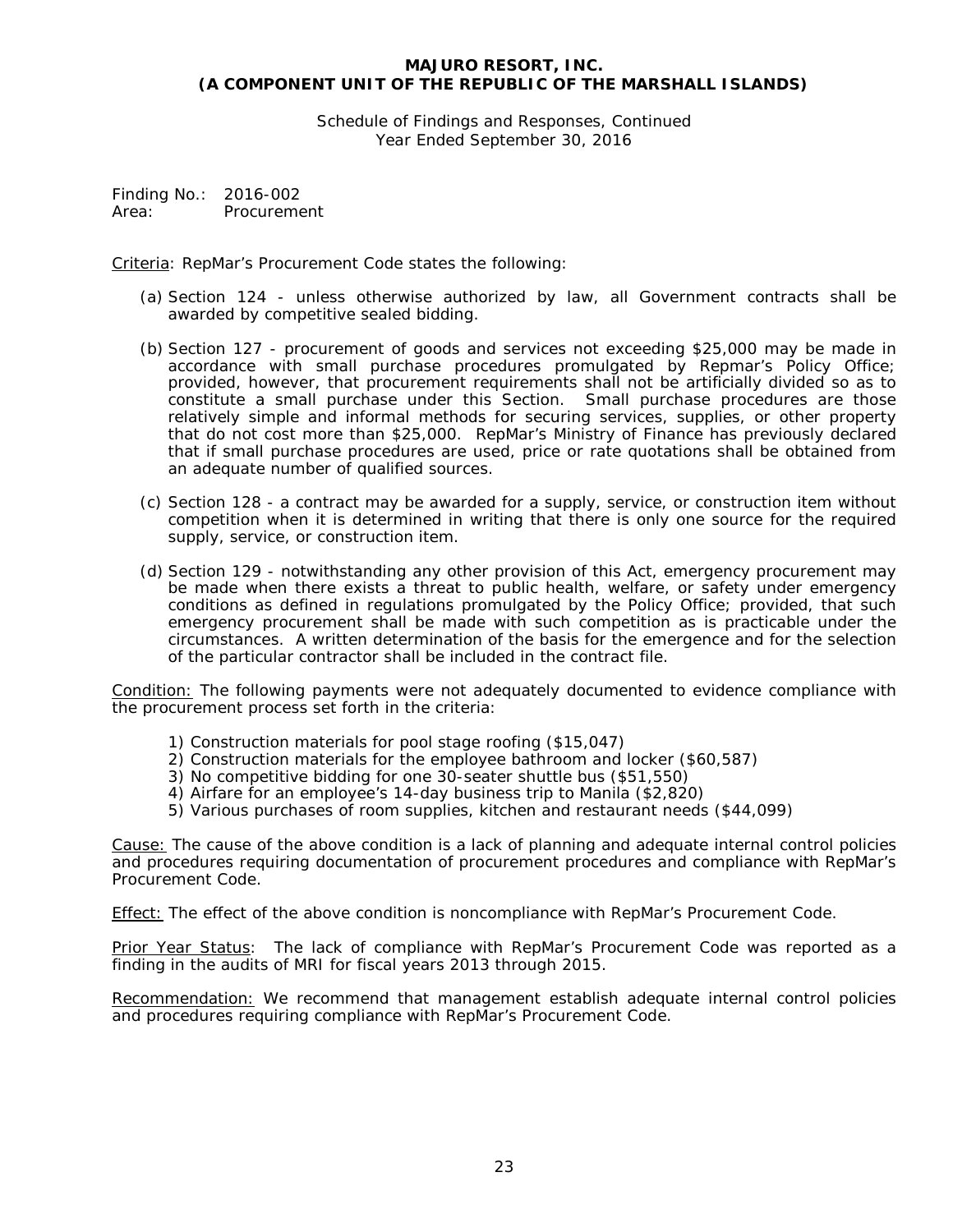Schedule of Findings and Responses, Continued
Year Ended September 30, 2016

Finding No.: 2016-002
Area: Procurement

Criteria: RepMar's Procurement Code states the following:

(a) Section 124 - unless otherwise authorized by law, all Government contracts shall be awarded by competitive sealed bidding.

(b) Section 127 - procurement of goods and services not exceeding $25,000 may be made in accordance with small purchase procedures promulgated by Repmar's Policy Office; provided, however, that procurement requirements shall not be artificially divided so as to constitute a small purchase under this Section. Small purchase procedures are those relatively simple and informal methods for securing services, supplies, or other property that do not cost more than $25,000. RepMar's Ministry of Finance has previously declared that if small purchase procedures are used, price or rate quotations shall be obtained from an adequate number of qualified sources.

(c) Section 128 - a contract may be awarded for a supply, service, or construction item without competition when it is determined in writing that there is only one source for the required supply, service, or construction item.

(d) Section 129 - notwithstanding any other provision of this Act, emergency procurement may be made when there exists a threat to public health, welfare, or safety under emergency conditions as defined in regulations promulgated by the Policy Office; provided, that such emergency procurement shall be made with such competition as is practicable under the circumstances. A written determination of the basis for the emergence and for the selection of the particular contractor shall be included in the contract file.

Condition: The following payments were not adequately documented to evidence compliance with the procurement process set forth in the criteria:

1) Construction materials for pool stage roofing ($15,047)
2) Construction materials for the employee bathroom and locker ($60,587)
3) No competitive bidding for one 30-seater shuttle bus ($51,550)
4) Airfare for an employee's 14-day business trip to Manila ($2,820)
5) Various purchases of room supplies, kitchen and restaurant needs ($44,099)

Cause: The cause of the above condition is a lack of planning and adequate internal control policies and procedures requiring documentation of procurement procedures and compliance with RepMar's Procurement Code.

Effect: The effect of the above condition is noncompliance with RepMar's Procurement Code.

Prior Year Status: The lack of compliance with RepMar's Procurement Code was reported as a finding in the audits of MRI for fiscal years 2013 through 2015.

Recommendation: We recommend that management establish adequate internal control policies and procedures requiring compliance with RepMar's Procurement Code.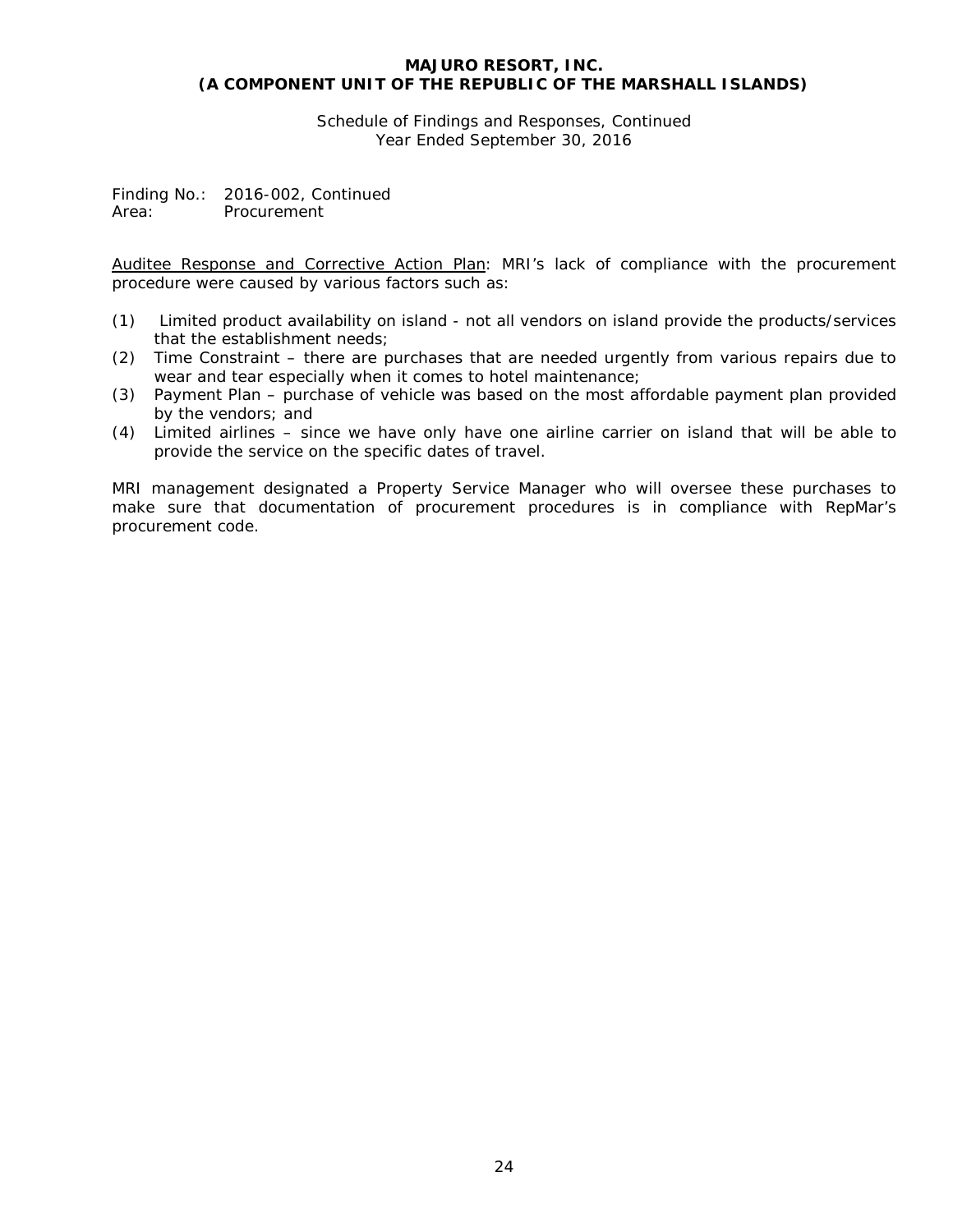**MAJURO RESORT, INC.**
**(A COMPONENT UNIT OF THE REPUBLIC OF THE MARSHALL ISLANDS)**

Schedule of Findings and Responses, Continued
Year Ended September 30, 2016

Finding No.: 2016-002, Continued
Area: Procurement

Auditee Response and Corrective Action Plan: MRI's lack of compliance with the procurement procedure were caused by various factors such as:

(1) Limited product availability on island - not all vendors on island provide the products/services that the establishment needs;
(2) Time Constraint – there are purchases that are needed urgently from various repairs due to wear and tear especially when it comes to hotel maintenance;
(3) Payment Plan – purchase of vehicle was based on the most affordable payment plan provided by the vendors; and
(4) Limited airlines – since we have only have one airline carrier on island that will be able to provide the service on the specific dates of travel.

MRI management designated a Property Service Manager who will oversee these purchases to make sure that documentation of procurement procedures is in compliance with RepMar's procurement code.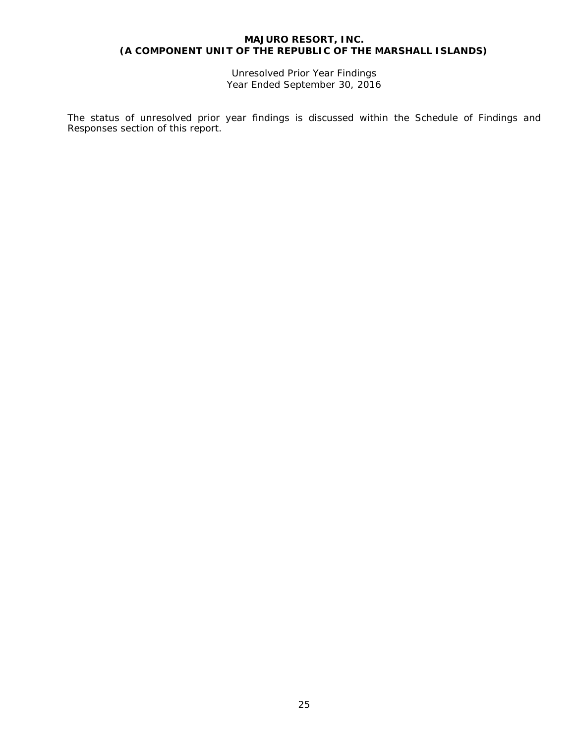# MAJURO RESORT, INC.
# (A COMPONENT UNIT OF THE REPUBLIC OF THE MARSHALL ISLANDS)

Unresolved Prior Year Findings
Year Ended September 30, 2016

The status of unresolved prior year findings is discussed within the Schedule of Findings and Responses section of this report.